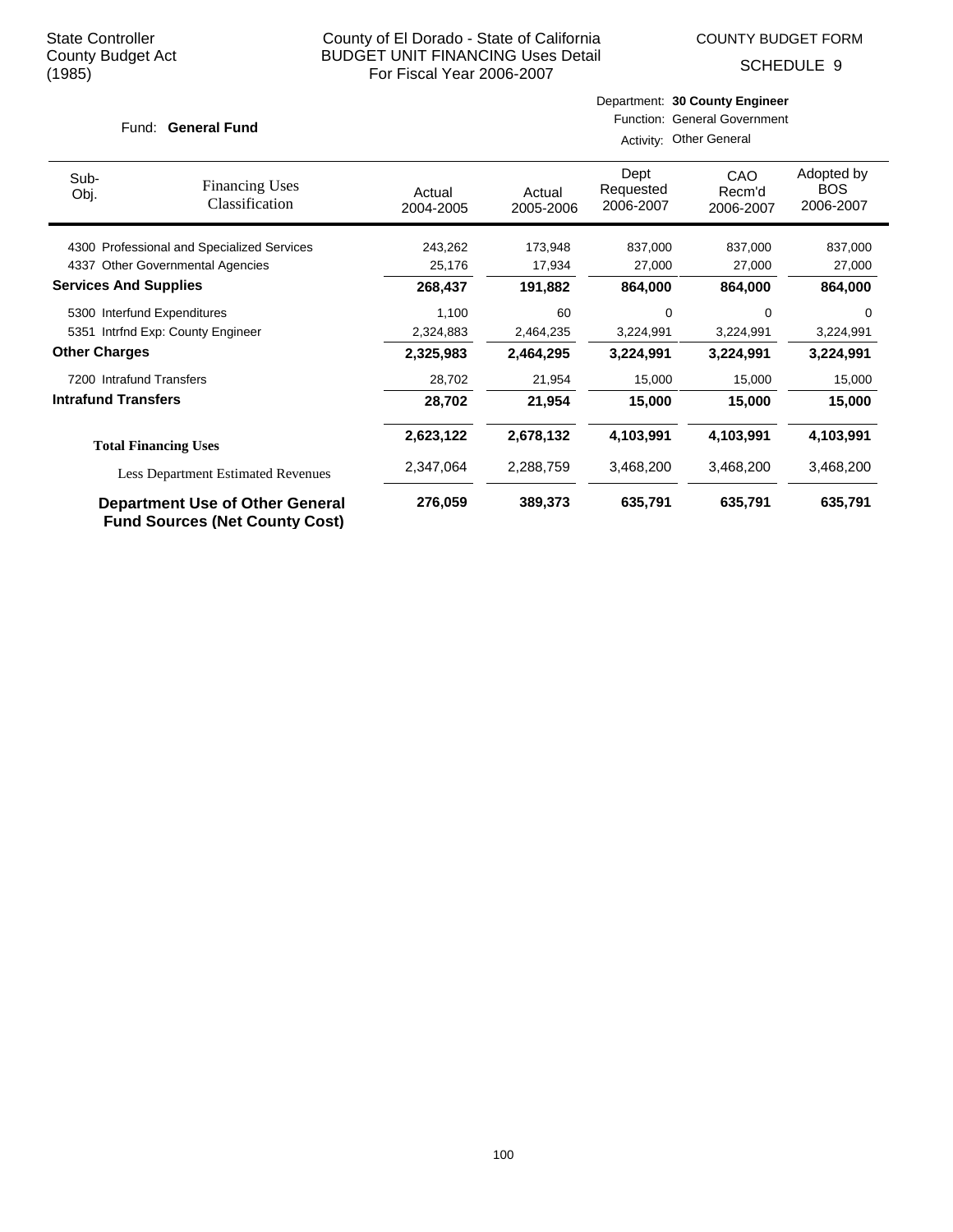State Controller
County Budget Act
(1985)

County of El Dorado - State of California
BUDGET UNIT FINANCING Uses Detail
For Fiscal Year 2006-2007

COUNTY BUDGET FORM
SCHEDULE 9

Fund: **General Fund**

Department: **30 County Engineer**
Function: General Government
Activity: Other General

| Sub-Obj. | Financing Uses Classification | Actual 2004-2005 | Actual 2005-2006 | Dept Requested 2006-2007 | CAO Recm'd 2006-2007 | Adopted by BOS 2006-2007 |
|---|---|---|---|---|---|---|
| 4300 | Professional and Specialized Services | 243,262 | 173,948 | 837,000 | 837,000 | 837,000 |
| 4337 | Other Governmental Agencies | 25,176 | 17,934 | 27,000 | 27,000 | 27,000 |
| **Services And Supplies** | | **268,437** | **191,882** | **864,000** | **864,000** | **864,000** |
| 5300 | Interfund Expenditures | 1,100 | 60 | 0 | 0 | 0 |
| 5351 | Intrfnd Exp: County Engineer | 2,324,883 | 2,464,235 | 3,224,991 | 3,224,991 | 3,224,991 |
| **Other Charges** | | **2,325,983** | **2,464,295** | **3,224,991** | **3,224,991** | **3,224,991** |
| 7200 | Intrafund Transfers | 28,702 | 21,954 | 15,000 | 15,000 | 15,000 |
| **Intrafund Transfers** | | **28,702** | **21,954** | **15,000** | **15,000** | **15,000** |
| **Total Financing Uses** | | **2,623,122** | **2,678,132** | **4,103,991** | **4,103,991** | **4,103,991** |
| Less Department Estimated Revenues | | 2,347,064 | 2,288,759 | 3,468,200 | 3,468,200 | 3,468,200 |
| **Department Use of Other General Fund Sources (Net County Cost)** | | **276,059** | **389,373** | **635,791** | **635,791** | **635,791** |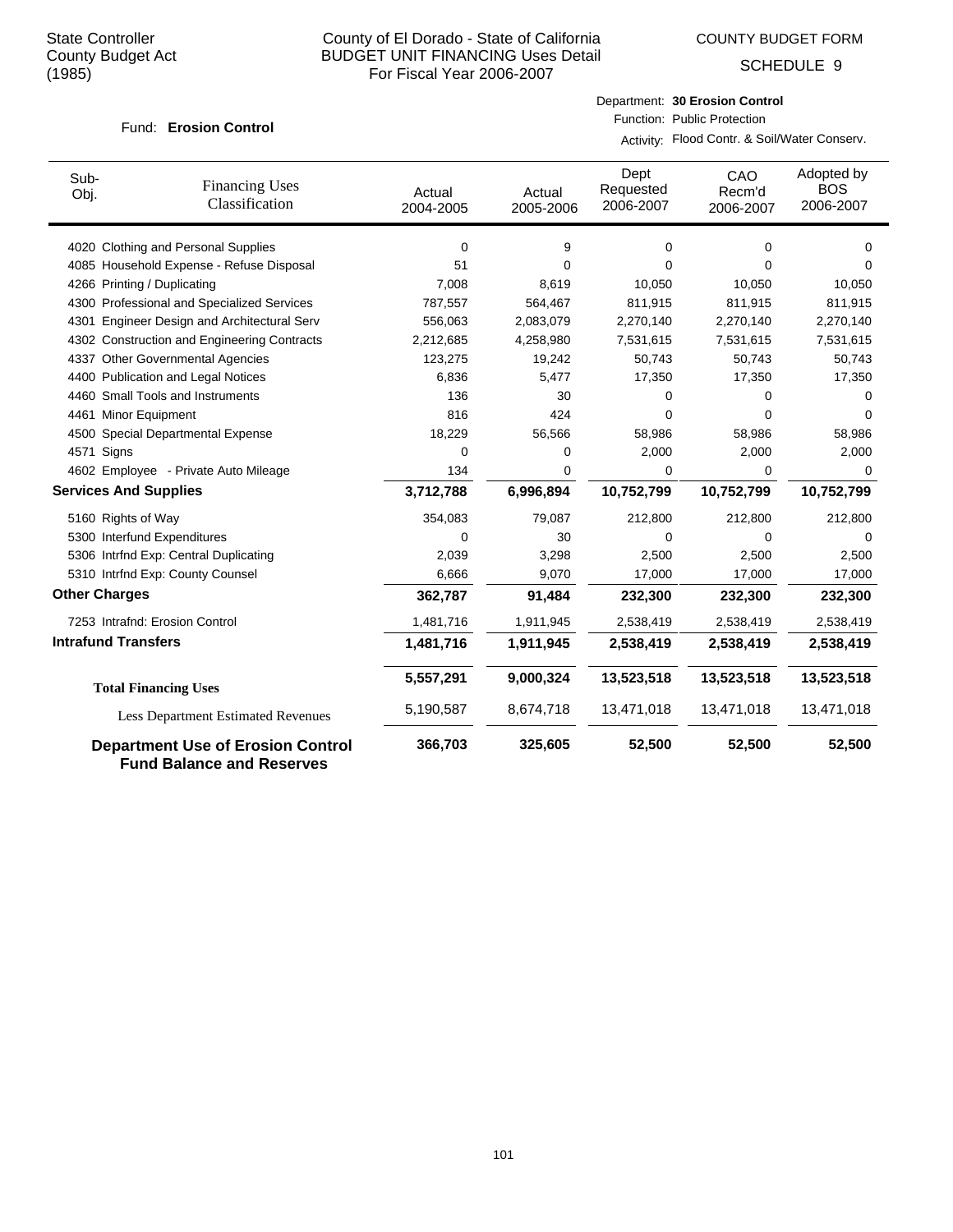State Controller
County Budget Act
(1985)

# County of El Dorado - State of California
## BUDGET UNIT FINANCING Uses Detail
For Fiscal Year 2006-2007

COUNTY BUDGET FORM

SCHEDULE 9

Fund: **Erosion Control**

Department: **30 Erosion Control**
Function: Public Protection
Activity: Flood Contr. & Soil/Water Conserv.

| Sub-Obj. | Financing Uses Classification | Actual 2004-2005 | Actual 2005-2006 | Dept Requested 2006-2007 | CAO Recm'd 2006-2007 | Adopted by BOS 2006-2007 |
|---|---|---|---|---|---|---|
| 4020 | Clothing and Personal Supplies | 0 | 9 | 0 | 0 | 0 |
| 4085 | Household Expense - Refuse Disposal | 51 | 0 | 0 | 0 | 0 |
| 4266 | Printing / Duplicating | 7,008 | 8,619 | 10,050 | 10,050 | 10,050 |
| 4300 | Professional and Specialized Services | 787,557 | 564,467 | 811,915 | 811,915 | 811,915 |
| 4301 | Engineer Design and Architectural Serv | 556,063 | 2,083,079 | 2,270,140 | 2,270,140 | 2,270,140 |
| 4302 | Construction and Engineering Contracts | 2,212,685 | 4,258,980 | 7,531,615 | 7,531,615 | 7,531,615 |
| 4337 | Other Governmental Agencies | 123,275 | 19,242 | 50,743 | 50,743 | 50,743 |
| 4400 | Publication and Legal Notices | 6,836 | 5,477 | 17,350 | 17,350 | 17,350 |
| 4460 | Small Tools and Instruments | 136 | 30 | 0 | 0 | 0 |
| 4461 | Minor Equipment | 816 | 424 | 0 | 0 | 0 |
| 4500 | Special Departmental Expense | 18,229 | 56,566 | 58,986 | 58,986 | 58,986 |
| 4571 | Signs | 0 | 0 | 2,000 | 2,000 | 2,000 |
| 4602 | Employee - Private Auto Mileage | 134 | 0 | 0 | 0 | 0 |
| **Services And Supplies** | | **3,712,788** | **6,996,894** | **10,752,799** | **10,752,799** | **10,752,799** |
| 5160 | Rights of Way | 354,083 | 79,087 | 212,800 | 212,800 | 212,800 |
| 5300 | Interfund Expenditures | 0 | 30 | 0 | 0 | 0 |
| 5306 | Intrfnd Exp: Central Duplicating | 2,039 | 3,298 | 2,500 | 2,500 | 2,500 |
| 5310 | Intrfnd Exp: County Counsel | 6,666 | 9,070 | 17,000 | 17,000 | 17,000 |
| **Other Charges** | | **362,787** | **91,484** | **232,300** | **232,300** | **232,300** |
| 7253 | Intrafnd: Erosion Control | 1,481,716 | 1,911,945 | 2,538,419 | 2,538,419 | 2,538,419 |
| **Intrafund Transfers** | | **1,481,716** | **1,911,945** | **2,538,419** | **2,538,419** | **2,538,419** |
| **Total Financing Uses** | | **5,557,291** | **9,000,324** | **13,523,518** | **13,523,518** | **13,523,518** |
| Less Department Estimated Revenues | | 5,190,587 | 8,674,718 | 13,471,018 | 13,471,018 | 13,471,018 |
| **Department Use of Erosion Control Fund Balance and Reserves** | | **366,703** | **325,605** | **52,500** | **52,500** | **52,500** |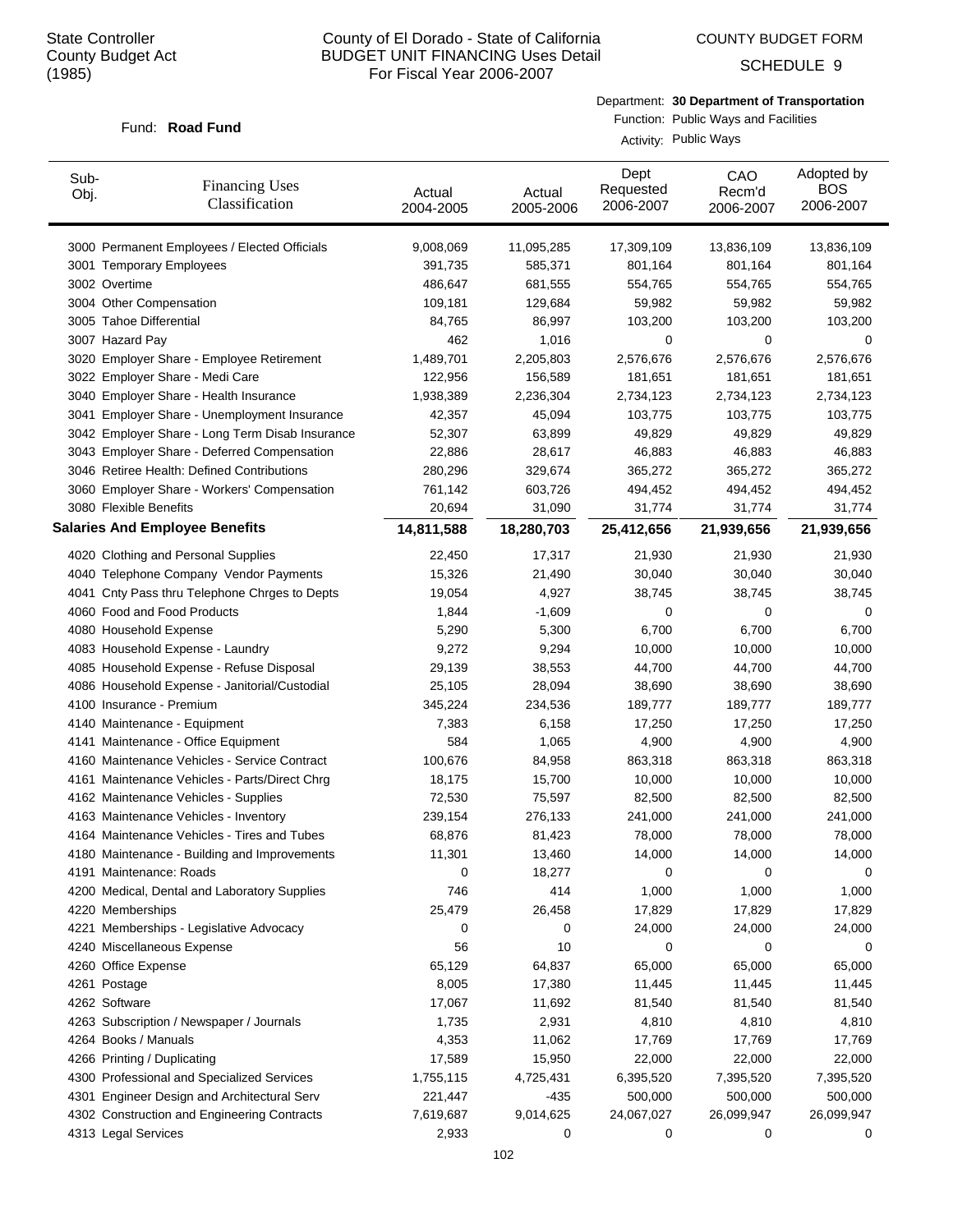State Controller
County Budget Act
(1985)

County of El Dorado - State of California
BUDGET UNIT FINANCING Uses Detail
For Fiscal Year 2006-2007

COUNTY BUDGET FORM
SCHEDULE 9

Fund: **Road Fund**

Department: **30 Department of Transportation**
Function: Public Ways and Facilities
Activity: Public Ways

| Sub-Obj. | Financing Uses Classification | Actual 2004-2005 | Actual 2005-2006 | Dept Requested 2006-2007 | CAO Recm'd 2006-2007 | Adopted by BOS 2006-2007 |
|---|---|---|---|---|---|---|
| 3000 | Permanent Employees / Elected Officials | 9,008,069 | 11,095,285 | 17,309,109 | 13,836,109 | 13,836,109 |
| 3001 | Temporary Employees | 391,735 | 585,371 | 801,164 | 801,164 | 801,164 |
| 3002 | Overtime | 486,647 | 681,555 | 554,765 | 554,765 | 554,765 |
| 3004 | Other Compensation | 109,181 | 129,684 | 59,982 | 59,982 | 59,982 |
| 3005 | Tahoe Differential | 84,765 | 86,997 | 103,200 | 103,200 | 103,200 |
| 3007 | Hazard Pay | 462 | 1,016 | 0 | 0 | 0 |
| 3020 | Employer Share - Employee Retirement | 1,489,701 | 2,205,803 | 2,576,676 | 2,576,676 | 2,576,676 |
| 3022 | Employer Share - Medi Care | 122,956 | 156,589 | 181,651 | 181,651 | 181,651 |
| 3040 | Employer Share - Health Insurance | 1,938,389 | 2,236,304 | 2,734,123 | 2,734,123 | 2,734,123 |
| 3041 | Employer Share - Unemployment Insurance | 42,357 | 45,094 | 103,775 | 103,775 | 103,775 |
| 3042 | Employer Share - Long Term Disab Insurance | 52,307 | 63,899 | 49,829 | 49,829 | 49,829 |
| 3043 | Employer Share - Deferred Compensation | 22,886 | 28,617 | 46,883 | 46,883 | 46,883 |
| 3046 | Retiree Health: Defined Contributions | 280,296 | 329,674 | 365,272 | 365,272 | 365,272 |
| 3060 | Employer Share - Workers' Compensation | 761,142 | 603,726 | 494,452 | 494,452 | 494,452 |
| 3080 | Flexible Benefits | 20,694 | 31,090 | 31,774 | 31,774 | 31,774 |
| **Salaries And Employee Benefits** | | **14,811,588** | **18,280,703** | **25,412,656** | **21,939,656** | **21,939,656** |
| 4020 | Clothing and Personal Supplies | 22,450 | 17,317 | 21,930 | 21,930 | 21,930 |
| 4040 | Telephone Company Vendor Payments | 15,326 | 21,490 | 30,040 | 30,040 | 30,040 |
| 4041 | Cnty Pass thru Telephone Chrges to Depts | 19,054 | 4,927 | 38,745 | 38,745 | 38,745 |
| 4060 | Food and Food Products | 1,844 | -1,609 | 0 | 0 | 0 |
| 4080 | Household Expense | 5,290 | 5,300 | 6,700 | 6,700 | 6,700 |
| 4083 | Household Expense - Laundry | 9,272 | 9,294 | 10,000 | 10,000 | 10,000 |
| 4085 | Household Expense - Refuse Disposal | 29,139 | 38,553 | 44,700 | 44,700 | 44,700 |
| 4086 | Household Expense - Janitorial/Custodial | 25,105 | 28,094 | 38,690 | 38,690 | 38,690 |
| 4100 | Insurance - Premium | 345,224 | 234,536 | 189,777 | 189,777 | 189,777 |
| 4140 | Maintenance - Equipment | 7,383 | 6,158 | 17,250 | 17,250 | 17,250 |
| 4141 | Maintenance - Office Equipment | 584 | 1,065 | 4,900 | 4,900 | 4,900 |
| 4160 | Maintenance Vehicles - Service Contract | 100,676 | 84,958 | 863,318 | 863,318 | 863,318 |
| 4161 | Maintenance Vehicles - Parts/Direct Chrg | 18,175 | 15,700 | 10,000 | 10,000 | 10,000 |
| 4162 | Maintenance Vehicles - Supplies | 72,530 | 75,597 | 82,500 | 82,500 | 82,500 |
| 4163 | Maintenance Vehicles - Inventory | 239,154 | 276,133 | 241,000 | 241,000 | 241,000 |
| 4164 | Maintenance Vehicles - Tires and Tubes | 68,876 | 81,423 | 78,000 | 78,000 | 78,000 |
| 4180 | Maintenance - Building and Improvements | 11,301 | 13,460 | 14,000 | 14,000 | 14,000 |
| 4191 | Maintenance: Roads | 0 | 18,277 | 0 | 0 | 0 |
| 4200 | Medical, Dental and Laboratory Supplies | 746 | 414 | 1,000 | 1,000 | 1,000 |
| 4220 | Memberships | 25,479 | 26,458 | 17,829 | 17,829 | 17,829 |
| 4221 | Memberships - Legislative Advocacy | 0 | 0 | 24,000 | 24,000 | 24,000 |
| 4240 | Miscellaneous Expense | 56 | 10 | 0 | 0 | 0 |
| 4260 | Office Expense | 65,129 | 64,837 | 65,000 | 65,000 | 65,000 |
| 4261 | Postage | 8,005 | 17,380 | 11,445 | 11,445 | 11,445 |
| 4262 | Software | 17,067 | 11,692 | 81,540 | 81,540 | 81,540 |
| 4263 | Subscription / Newspaper / Journals | 1,735 | 2,931 | 4,810 | 4,810 | 4,810 |
| 4264 | Books / Manuals | 4,353 | 11,062 | 17,769 | 17,769 | 17,769 |
| 4266 | Printing / Duplicating | 17,589 | 15,950 | 22,000 | 22,000 | 22,000 |
| 4300 | Professional and Specialized Services | 1,755,115 | 4,725,431 | 6,395,520 | 7,395,520 | 7,395,520 |
| 4301 | Engineer Design and Architectural Serv | 221,447 | -435 | 500,000 | 500,000 | 500,000 |
| 4302 | Construction and Engineering Contracts | 7,619,687 | 9,014,625 | 24,067,027 | 26,099,947 | 26,099,947 |
| 4313 | Legal Services | 2,933 | 0 | 0 | 0 | 0 |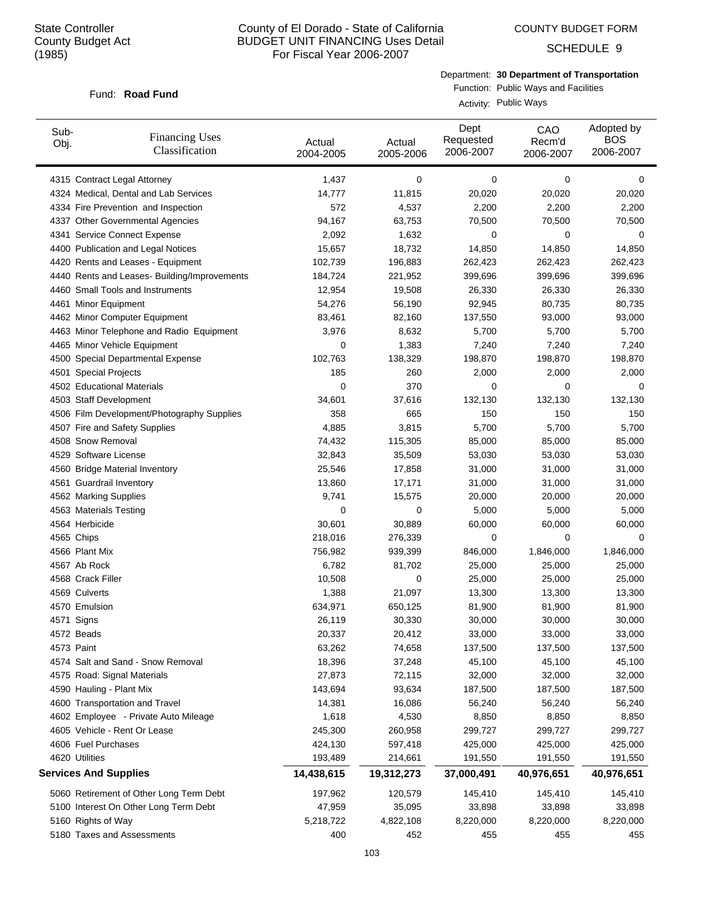State Controller
County Budget Act
(1985)

# County of El Dorado - State of California
## BUDGET UNIT FINANCING Uses Detail
For Fiscal Year 2006-2007

COUNTY BUDGET FORM

SCHEDULE 9

Fund: **Road Fund**

Department: **30 Department of Transportation**
Function: Public Ways and Facilities
Activity: Public Ways

| Sub-Obj. | Financing Uses Classification | Actual 2004-2005 | Actual 2005-2006 | Dept Requested 2006-2007 | CAO Recm'd 2006-2007 | Adopted by BOS 2006-2007 |
|---|---|---|---|---|---|---|
| 4315 | Contract Legal Attorney | 1,437 | 0 | 0 | 0 | 0 |
| 4324 | Medical, Dental and Lab Services | 14,777 | 11,815 | 20,020 | 20,020 | 20,020 |
| 4334 | Fire Prevention and Inspection | 572 | 4,537 | 2,200 | 2,200 | 2,200 |
| 4337 | Other Governmental Agencies | 94,167 | 63,753 | 70,500 | 70,500 | 70,500 |
| 4341 | Service Connect Expense | 2,092 | 1,632 | 0 | 0 | 0 |
| 4400 | Publication and Legal Notices | 15,657 | 18,732 | 14,850 | 14,850 | 14,850 |
| 4420 | Rents and Leases - Equipment | 102,739 | 196,883 | 262,423 | 262,423 | 262,423 |
| 4440 | Rents and Leases- Building/Improvements | 184,724 | 221,952 | 399,696 | 399,696 | 399,696 |
| 4460 | Small Tools and Instruments | 12,954 | 19,508 | 26,330 | 26,330 | 26,330 |
| 4461 | Minor Equipment | 54,276 | 56,190 | 92,945 | 80,735 | 80,735 |
| 4462 | Minor Computer Equipment | 83,461 | 82,160 | 137,550 | 93,000 | 93,000 |
| 4463 | Minor Telephone and Radio Equipment | 3,976 | 8,632 | 5,700 | 5,700 | 5,700 |
| 4465 | Minor Vehicle Equipment | 0 | 1,383 | 7,240 | 7,240 | 7,240 |
| 4500 | Special Departmental Expense | 102,763 | 138,329 | 198,870 | 198,870 | 198,870 |
| 4501 | Special Projects | 185 | 260 | 2,000 | 2,000 | 2,000 |
| 4502 | Educational Materials | 0 | 370 | 0 | 0 | 0 |
| 4503 | Staff Development | 34,601 | 37,616 | 132,130 | 132,130 | 132,130 |
| 4506 | Film Development/Photography Supplies | 358 | 665 | 150 | 150 | 150 |
| 4507 | Fire and Safety Supplies | 4,885 | 3,815 | 5,700 | 5,700 | 5,700 |
| 4508 | Snow Removal | 74,432 | 115,305 | 85,000 | 85,000 | 85,000 |
| 4529 | Software License | 32,843 | 35,509 | 53,030 | 53,030 | 53,030 |
| 4560 | Bridge Material Inventory | 25,546 | 17,858 | 31,000 | 31,000 | 31,000 |
| 4561 | Guardrail Inventory | 13,860 | 17,171 | 31,000 | 31,000 | 31,000 |
| 4562 | Marking Supplies | 9,741 | 15,575 | 20,000 | 20,000 | 20,000 |
| 4563 | Materials Testing | 0 | 0 | 5,000 | 5,000 | 5,000 |
| 4564 | Herbicide | 30,601 | 30,889 | 60,000 | 60,000 | 60,000 |
| 4565 | Chips | 218,016 | 276,339 | 0 | 0 | 0 |
| 4566 | Plant Mix | 756,982 | 939,399 | 846,000 | 1,846,000 | 1,846,000 |
| 4567 | Ab Rock | 6,782 | 81,702 | 25,000 | 25,000 | 25,000 |
| 4568 | Crack Filler | 10,508 | 0 | 25,000 | 25,000 | 25,000 |
| 4569 | Culverts | 1,388 | 21,097 | 13,300 | 13,300 | 13,300 |
| 4570 | Emulsion | 634,971 | 650,125 | 81,900 | 81,900 | 81,900 |
| 4571 | Signs | 26,119 | 30,330 | 30,000 | 30,000 | 30,000 |
| 4572 | Beads | 20,337 | 20,412 | 33,000 | 33,000 | 33,000 |
| 4573 | Paint | 63,262 | 74,658 | 137,500 | 137,500 | 137,500 |
| 4574 | Salt and Sand - Snow Removal | 18,396 | 37,248 | 45,100 | 45,100 | 45,100 |
| 4575 | Road: Signal Materials | 27,873 | 72,115 | 32,000 | 32,000 | 32,000 |
| 4590 | Hauling - Plant Mix | 143,694 | 93,634 | 187,500 | 187,500 | 187,500 |
| 4600 | Transportation and Travel | 14,381 | 16,086 | 56,240 | 56,240 | 56,240 |
| 4602 | Employee - Private Auto Mileage | 1,618 | 4,530 | 8,850 | 8,850 | 8,850 |
| 4605 | Vehicle - Rent Or Lease | 245,300 | 260,958 | 299,727 | 299,727 | 299,727 |
| 4606 | Fuel Purchases | 424,130 | 597,418 | 425,000 | 425,000 | 425,000 |
| 4620 | Utilities | 193,489 | 214,661 | 191,550 | 191,550 | 191,550 |
| **Services And Supplies** | | **14,438,615** | **19,312,273** | **37,000,491** | **40,976,651** | **40,976,651** |
| 5060 | Retirement of Other Long Term Debt | 197,962 | 120,579 | 145,410 | 145,410 | 145,410 |
| 5100 | Interest On Other Long Term Debt | 47,959 | 35,095 | 33,898 | 33,898 | 33,898 |
| 5160 | Rights of Way | 5,218,722 | 4,822,108 | 8,220,000 | 8,220,000 | 8,220,000 |
| 5180 | Taxes and Assessments | 400 | 452 | 455 | 455 | 455 |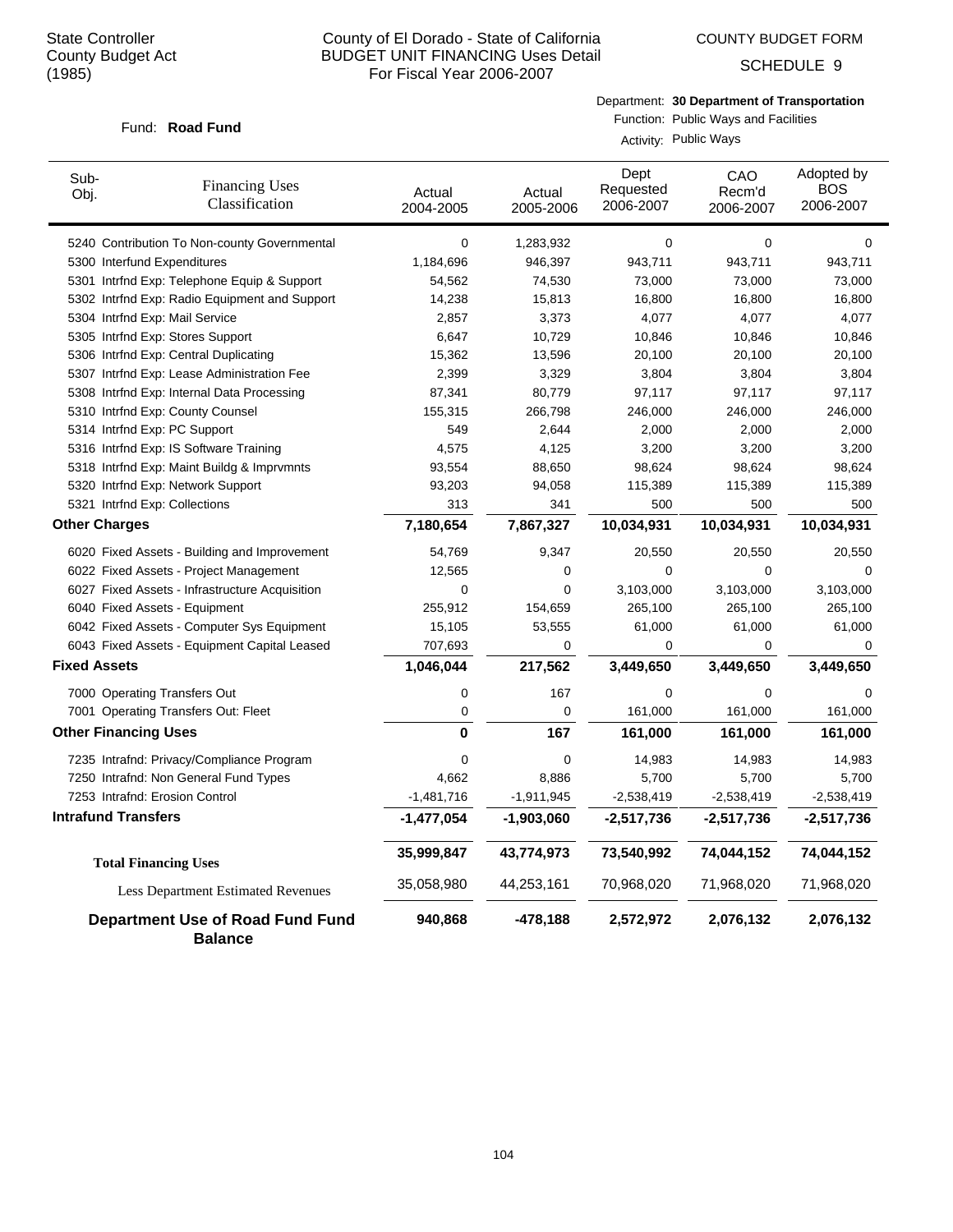State Controller
County Budget Act
(1985)

# County of El Dorado - State of California
## BUDGET UNIT FINANCING Uses Detail
### For Fiscal Year 2006-2007

COUNTY BUDGET FORM
SCHEDULE 9

Fund: **Road Fund**

Department: **30 Department of Transportation**
Function: Public Ways and Facilities
Activity: Public Ways

| Sub-Obj. | Financing Uses Classification | Actual 2004-2005 | Actual 2005-2006 | Dept Requested 2006-2007 | CAO Recm'd 2006-2007 | Adopted by BOS 2006-2007 |
|---|---|---|---|---|---|---|
| 5240 | Contribution To Non-county Governmental | 0 | 1,283,932 | 0 | 0 | 0 |
| 5300 | Interfund Expenditures | 1,184,696 | 946,397 | 943,711 | 943,711 | 943,711 |
| 5301 | Intrfnd Exp: Telephone Equip & Support | 54,562 | 74,530 | 73,000 | 73,000 | 73,000 |
| 5302 | Intrfnd Exp: Radio Equipment and Support | 14,238 | 15,813 | 16,800 | 16,800 | 16,800 |
| 5304 | Intrfnd Exp: Mail Service | 2,857 | 3,373 | 4,077 | 4,077 | 4,077 |
| 5305 | Intrfnd Exp: Stores Support | 6,647 | 10,729 | 10,846 | 10,846 | 10,846 |
| 5306 | Intrfnd Exp: Central Duplicating | 15,362 | 13,596 | 20,100 | 20,100 | 20,100 |
| 5307 | Intrfnd Exp: Lease Administration Fee | 2,399 | 3,329 | 3,804 | 3,804 | 3,804 |
| 5308 | Intrfnd Exp: Internal Data Processing | 87,341 | 80,779 | 97,117 | 97,117 | 97,117 |
| 5310 | Intrfnd Exp: County Counsel | 155,315 | 266,798 | 246,000 | 246,000 | 246,000 |
| 5314 | Intrfnd Exp: PC Support | 549 | 2,644 | 2,000 | 2,000 | 2,000 |
| 5316 | Intrfnd Exp: IS Software Training | 4,575 | 4,125 | 3,200 | 3,200 | 3,200 |
| 5318 | Intrfnd Exp: Maint Buildg & Imprvmnts | 93,554 | 88,650 | 98,624 | 98,624 | 98,624 |
| 5320 | Intrfnd Exp: Network Support | 93,203 | 94,058 | 115,389 | 115,389 | 115,389 |
| 5321 | Intrfnd Exp: Collections | 313 | 341 | 500 | 500 | 500 |
| **Other Charges** | | **7,180,654** | **7,867,327** | **10,034,931** | **10,034,931** | **10,034,931** |
| 6020 | Fixed Assets - Building and Improvement | 54,769 | 9,347 | 20,550 | 20,550 | 20,550 |
| 6022 | Fixed Assets - Project Management | 12,565 | 0 | 0 | 0 | 0 |
| 6027 | Fixed Assets - Infrastructure Acquisition | 0 | 0 | 3,103,000 | 3,103,000 | 3,103,000 |
| 6040 | Fixed Assets - Equipment | 255,912 | 154,659 | 265,100 | 265,100 | 265,100 |
| 6042 | Fixed Assets - Computer Sys Equipment | 15,105 | 53,555 | 61,000 | 61,000 | 61,000 |
| 6043 | Fixed Assets - Equipment Capital Leased | 707,693 | 0 | 0 | 0 | 0 |
| **Fixed Assets** | | **1,046,044** | **217,562** | **3,449,650** | **3,449,650** | **3,449,650** |
| 7000 | Operating Transfers Out | 0 | 167 | 0 | 0 | 0 |
| 7001 | Operating Transfers Out: Fleet | 0 | 0 | 161,000 | 161,000 | 161,000 |
| **Other Financing Uses** | | **0** | **167** | **161,000** | **161,000** | **161,000** |
| 7235 | Intrafnd: Privacy/Compliance Program | 0 | 0 | 14,983 | 14,983 | 14,983 |
| 7250 | Intrafnd: Non General Fund Types | 4,662 | 8,886 | 5,700 | 5,700 | 5,700 |
| 7253 | Intrafnd: Erosion Control | -1,481,716 | -1,911,945 | -2,538,419 | -2,538,419 | -2,538,419 |
| **Intrafund Transfers** | | **-1,477,054** | **-1,903,060** | **-2,517,736** | **-2,517,736** | **-2,517,736** |
| **Total Financing Uses** | | **35,999,847** | **43,774,973** | **73,540,992** | **74,044,152** | **74,044,152** |
| Less Department Estimated Revenues | | 35,058,980 | 44,253,161 | 70,968,020 | 71,968,020 | 71,968,020 |
| **Department Use of Road Fund Fund Balance** | | **940,868** | **-478,188** | **2,572,972** | **2,076,132** | **2,076,132** |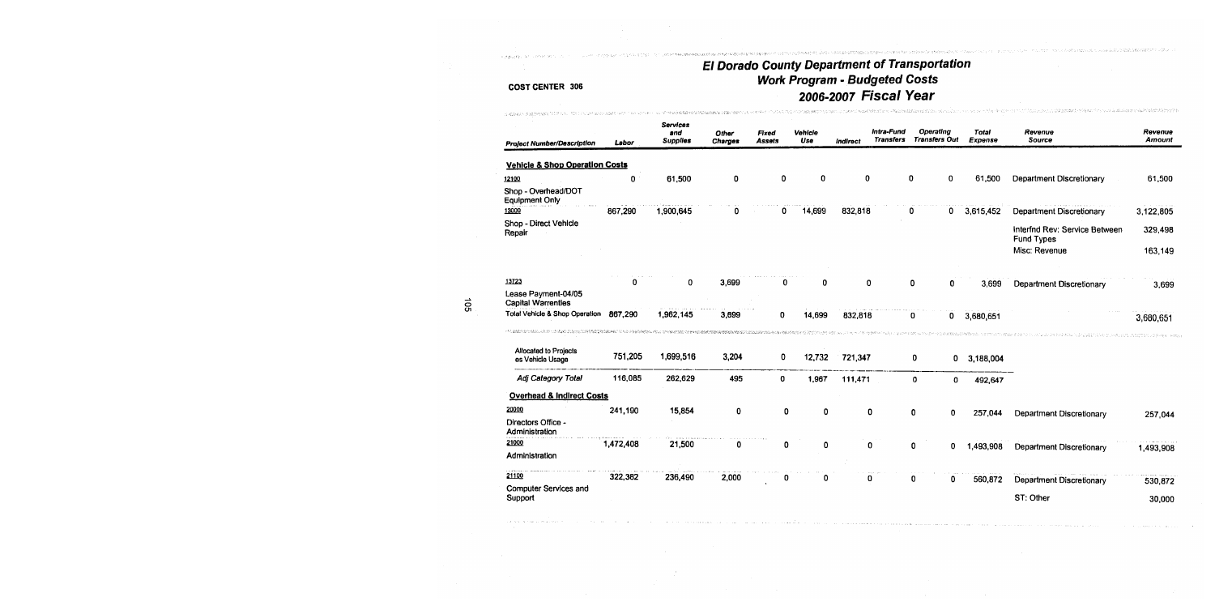# El Dorado County Department of Transportation
## Work Program - Budgeted Costs
## 2006-2007 Fiscal Year

**COST CENTER 306**

| Project Number/Description | Labor | Services and Supplies | Other Charges | Fixed Assets | Vehicle Use | Indirect | Intra-Fund Transfers | Operating Transfers Out | Total Expense | Revenue Source | Revenue Amount |
|---|---|---|---|---|---|---|---|---|---|---|---|
| **Vehicle & Shop Operation Costs** | | | | | | | | | | | |
| 12100 Shop - Overhead/DOT Equipment Only | 0 | 61,500 | 0 | 0 | 0 | 0 | 0 | 0 | 61,500 | Department Discretionary | 61,500 |
| 13000 Shop - Direct Vehicle Repair | 867,290 | 1,900,645 | 0 | 0 | 14,699 | 832,818 | 0 | 0 | 3,615,452 | Department Discretionary | 3,122,805 |
| | | | | | | | | | | Interfnd Rev: Service Between Fund Types | 329,498 |
| | | | | | | | | | | Misc: Revenue | 163,149 |
| 13723 Lease Payment-04/05 Capital Warrenties | 0 | 0 | 3,699 | 0 | 0 | 0 | 0 | 0 | 3,699 | Department Discretionary | 3,699 |
| Total Vehicle & Shop Operation | 867,290 | 1,962,145 | 3,699 | 0 | 14,699 | 832,818 | 0 | 0 | 3,680,651 | | 3,680,651 |
| Allocated to Projects as Vehicle Usage | 751,205 | 1,699,516 | 3,204 | 0 | 12,732 | 721,347 | 0 | 0 | 3,188,004 | | |
| *Adj Category Total* | 116,085 | 262,629 | 495 | 0 | 1,967 | 111,471 | 0 | 0 | 492,647 | | |
| **Overhead & Indirect Costs** | | | | | | | | | | | |
| 20000 Directors Office - Administration | 241,190 | 15,854 | 0 | 0 | 0 | 0 | 0 | 0 | 257,044 | Department Discretionary | 257,044 |
| 21000 Administration | 1,472,408 | 21,500 | 0 | 0 | 0 | 0 | 0 | 0 | 1,493,908 | Department Discretionary | 1,493,908 |
| 21100 Computer Services and Support | 322,382 | 236,490 | 2,000 | 0 | 0 | 0 | 0 | 0 | 560,872 | Department Discretionary | 530,872 |
| | | | | | | | | | | ST: Other | 30,000 |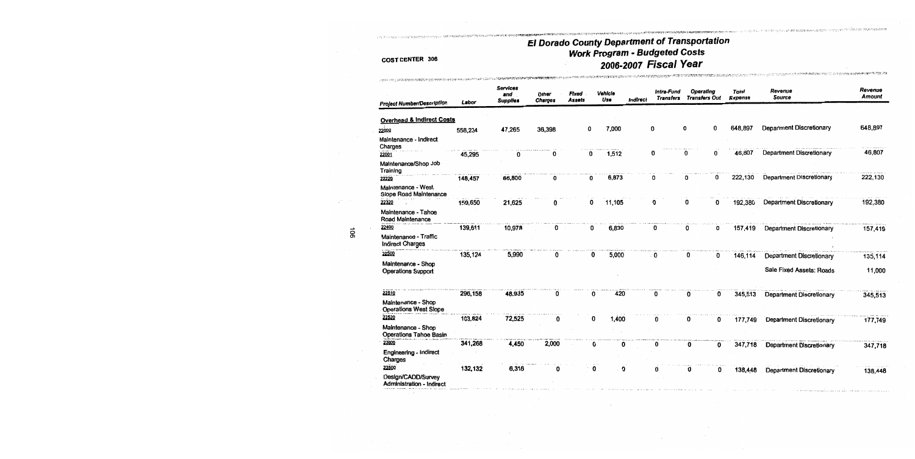COST CENTER 306

# El Dorado County Department of Transportation
## Work Program - Budgeted Costs
## 2006-2007 Fiscal Year

| Project Number/Description | Labor | Services and Supplies | Other Charges | Fixed Assets | Vehicle Use | Indirect | Intra-Fund Transfers | Operating Transfers Out | Total Expense | Revenue Source | Revenue Amount |
|---|---|---|---|---|---|---|---|---|---|---|---|
| **Overhead & Indirect Costs** | | | | | | | | | | | |
| 22000 Maintenance - Indirect Charges | 558,234 | 47,265 | 36,398 | 0 | 7,000 | | 0 | 0 | 648,897 | Department Discretionary | 648,897 |
| 22001 Maintenance/Shop Job Training | 45,295 | 0 | 0 | 0 | 1,512 | | 0 | 0 | 46,807 | Department Discretionary | 46,807 |
| 22220 Maintenance - West Slope Road Maintenance | 148,457 | 66,800 | 0 | 0 | 6,873 | | 0 | 0 | 222,130 | Department Discretionary | 222,130 |
| 22320 Maintenance - Tahoe Road Maintenance | 159,650 | 21,625 | 0 | 0 | 11,105 | | 0 | 0 | 192,380 | Department Discretionary | 192,380 |
| 22400 Maintenance - Traffic Indirect Charges | 139,611 | 10,978 | 0 | 0 | 6,830 | | 0 | 0 | 157,419 | Department Discretionary | 157,419 |
| 22500 Maintenance - Shop Operations Support | 135,124 | 5,990 | 0 | 0 | 5,000 | | 0 | 0 | 146,114 | Department Discretionary | 135,114 |
| | | | | | | | | | | Sale Fixed Assets: Roads | 11,000 |
| 22510 Maintenance - Shop Operations West Slope | 296,158 | 48,935 | 0 | 0 | 420 | | 0 | 0 | 345,513 | Department Discretionary | 345,513 |
| 22520 Maintenance - Shop Operations Tahoe Basin | 103,824 | 72,525 | 0 | 0 | 1,400 | | 0 | 0 | 177,749 | Department Discretionary | 177,749 |
| 23000 Engineering - Indirect Charges | 341,268 | 4,450 | 2,000 | 0 | 0 | | 0 | 0 | 347,718 | Department Discretionary | 347,718 |
| 23500 Design/CADD/Survey Administration - Indirect | 132,132 | 6,316 | 0 | 0 | 0 | | 0 | 0 | 138,448 | Department Discretionary | 138,448 |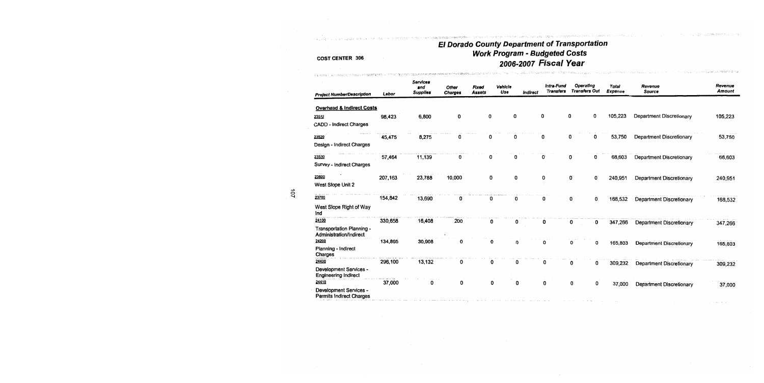# El Dorado County Department of Transportation
## Work Program - Budgeted Costs
## 2006-2007 Fiscal Year

COST CENTER 306

| Project Number/Description | Labor | Services and Supplies | Other Charges | Fixed Assets | Vehicle Use | Indirect | Intra-Fund Transfers | Operating Transfers Out | Total Expense | Revenue Source | Revenue Amount |
|---|---|---|---|---|---|---|---|---|---|---|---|
| **Overhead & Indirect Costs** | | | | | | | | | | | |
| 23510 CADD - Indirect Charges | 98,423 | 6,800 | 0 | 0 | 0 | 0 | 0 | 0 | 105,223 | Department Discretionary | 105,223 |
| 23520 Design - Indirect Charges | 45,475 | 8,275 | 0 | 0 | 0 | 0 | 0 | 0 | 53,750 | Department Discretionary | 53,750 |
| 23530 Survey - Indirect Charges | 57,464 | 11,139 | 0 | 0 | 0 | 0 | 0 | 0 | 68,603 | Department Discretionary | 68,603 |
| 23600 West Slope Unit 2 | 207,163 | 23,788 | 10,000 | 0 | 0 | 0 | 0 | 0 | 240,951 | Department Discretionary | 240,951 |
| 23700 West Slope Right of Way Ind | 154,842 | 13,690 | 0 | 0 | 0 | 0 | 0 | 0 | 168,532 | Department Discretionary | 168,532 |
| 24100 Transportation Planning - Administration/Indirect | 330,658 | 16,408 | 200 | 0 | 0 | 0 | 0 | 0 | 347,266 | Department Discretionary | 347,266 |
| 24200 Planning - Indirect Charges | 134,895 | 30,908 | 0 | 0 | 0 | 0 | 0 | 0 | 165,803 | Department Discretionary | 165,803 |
| 24400 Development Services - Engineering Indirect | 296,100 | 13,132 | 0 | 0 | 0 | 0 | 0 | 0 | 309,232 | Department Discretionary | 309,232 |
| 24410 Development Services - Permits Indirect Charges | 37,000 | 0 | 0 | 0 | 0 | 0 | 0 | 0 | 37,000 | Department Discretionary | 37,000 |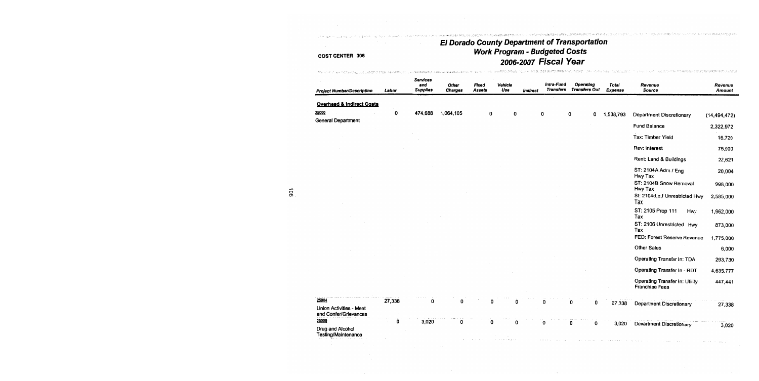COST CENTER 306

# El Dorado County Department of Transportation
## Work Program - Budgeted Costs
## 2006-2007 Fiscal Year

| Project Number/Description | Labor | Services and Supplies | Other Charges | Fixed Assets | Vehicle Use | Indirect | Intra-Fund Transfers | Operating Transfers Out | Total Expense | Revenue Source | Revenue Amount |
|---|---|---|---|---|---|---|---|---|---|---|---|
| **Overhead & Indirect Costs** | | | | | | | | | | | |
| 25000<br>General Department | 0 | 474,688 | 1,064,105 | 0 | 0 | 0 | 0 | 0 | 1,538,793 | Department Discretionary | (14,494,472) |
| | | | | | | | | | | Fund Balance | 2,322,972 |
| | | | | | | | | | | Tax: Timber Yield | 16,720 |
| | | | | | | | | | | Rev: Interest | 75,000 |
| | | | | | | | | | | Rent: Land & Buildings | 22,621 |
| | | | | | | | | | | ST: 2104A Adm / Eng Hwy Tax | 20,004 |
| | | | | | | | | | | ST: 2104B Snow Removal Hwy Tax | 998,000 |
| | | | | | | | | | | St: 2104d,e,f Unrestricted Hwy Tax | 2,585,000 |
| | | | | | | | | | | ST: 2105 Prop 111 Hwy Tax | 1,962,000 |
| | | | | | | | | | | ST: 2106 Unrestricted Hwy Tax | 873,000 |
| | | | | | | | | | | FED: Forest Reserve Revenue | 1,775,000 |
| | | | | | | | | | | Other Sales | 6,000 |
| | | | | | | | | | | Operating Transfer In: TDA | 293,730 |
| | | | | | | | | | | Operating Transfer In - RDT | 4,635,777 |
| | | | | | | | | | | Operating Transfer In: Utility Franchise Fees | 447,441 |
| 25004<br>Union Activities - Meet and Confer/Grievances | 27,338 | 0 | 0 | 0 | 0 | 0 | 0 | 0 | 27,338 | Department Discretionary | 27,338 |
| 25009<br>Drug and Alcohol Testing/Maintenance | 0 | 3,020 | 0 | 0 | 0 | 0 | 0 | 0 | 3,020 | Department Discretionary | 3,020 |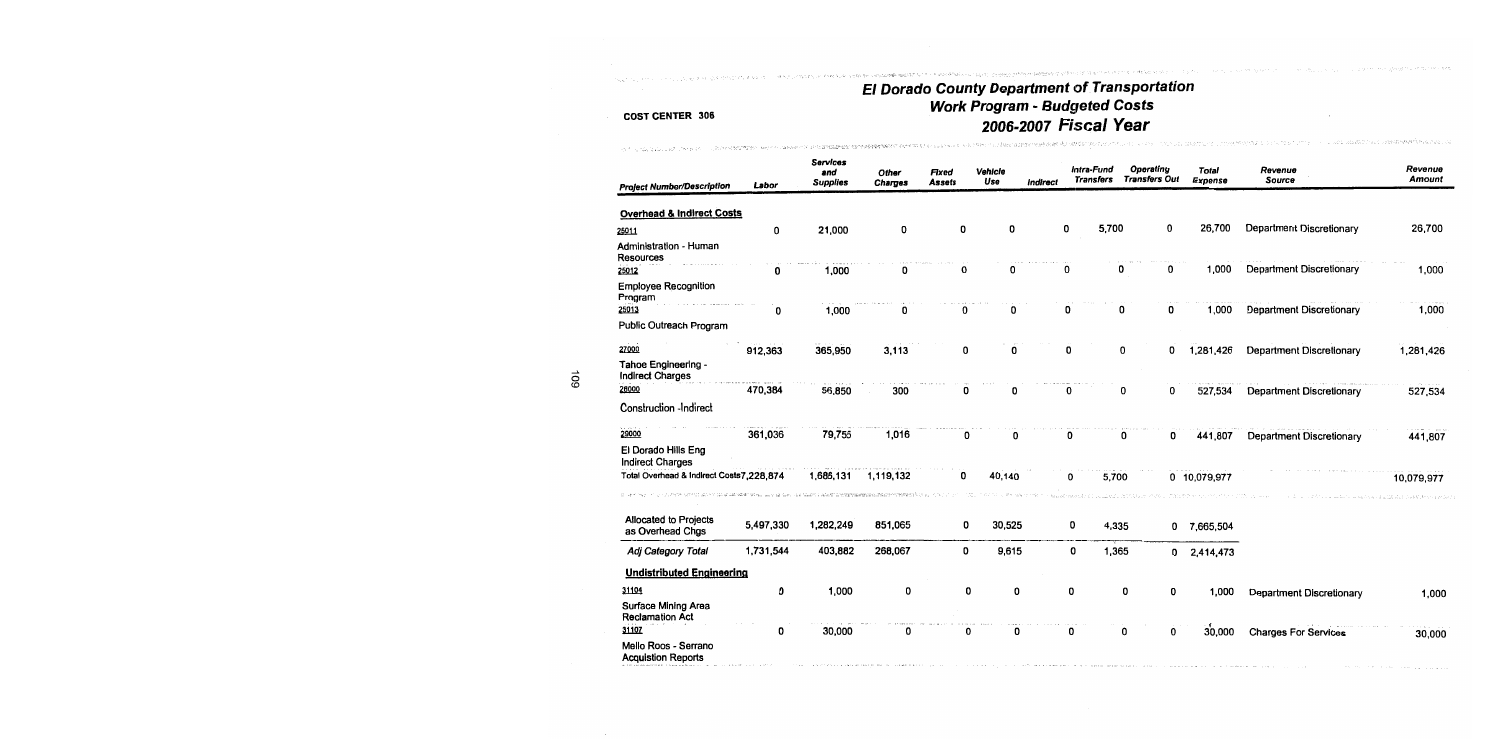# El Dorado County Department of Transportation
## Work Program - Budgeted Costs
## 2006-2007 Fiscal Year

COST CENTER 306

| Project Number/Description | Labor | Services and Supplies | Other Charges | Fixed Assets | Vehicle Use | Indirect | Intra-Fund Transfers | Operating Transfers Out | Total Expense | Revenue Source | Revenue Amount |
|---|---|---|---|---|---|---|---|---|---|---|---|
| **Overhead & Indirect Costs** | | | | | | | | | | | |
| 25011 Administration - Human Resources | 0 | 21,000 | 0 | 0 | 0 | 0 | 5,700 | 0 | 26,700 | Department Discretionary | 26,700 |
| 25012 Employee Recognition Program | 0 | 1,000 | 0 | 0 | 0 | 0 | 0 | 0 | 1,000 | Department Discretionary | 1,000 |
| 25013 Public Outreach Program | 0 | 1,000 | 0 | 0 | 0 | 0 | 0 | 0 | 1,000 | Department Discretionary | 1,000 |
| 27000 Tahoe Engineering - Indirect Charges | 912,363 | 365,950 | 3,113 | 0 | 0 | 0 | 0 | 0 | 1,281,426 | Department Discretionary | 1,281,426 |
| 28000 Construction -Indirect | 470,384 | 56,850 | 300 | 0 | 0 | 0 | 0 | 0 | 527,534 | Department Discretionary | 527,534 |
| 29000 El Dorado Hills Eng Indirect Charges | 361,036 | 79,755 | 1,016 | 0 | 0 | 0 | 0 | 0 | 441,807 | Department Discretionary | 441,807 |
| Total Overhead & Indirect Costs | 7,228,874 | 1,686,131 | 1,119,132 | 0 | 40,140 | 0 | 5,700 | 0 | 10,079,977 | | 10,079,977 |
| Allocated to Projects as Overhead Chgs | 5,497,330 | 1,282,249 | 851,065 | 0 | 30,525 | 0 | 4,335 | 0 | 7,665,504 | | |
| *Adj Category Total* | 1,731,544 | 403,882 | 268,067 | 0 | 9,615 | 0 | 1,365 | 0 | 2,414,473 | | |
| **Undistributed Engineering** | | | | | | | | | | | |
| 31104 Surface Mining Area Reclamation Act | 0 | 1,000 | 0 | 0 | 0 | 0 | 0 | 0 | 1,000 | Department Discretionary | 1,000 |
| 31107 Mello Roos - Serrano Acquistion Reports | 0 | 30,000 | 0 | 0 | 0 | 0 | 0 | 0 | 30,000 | Charges For Services | 30,000 |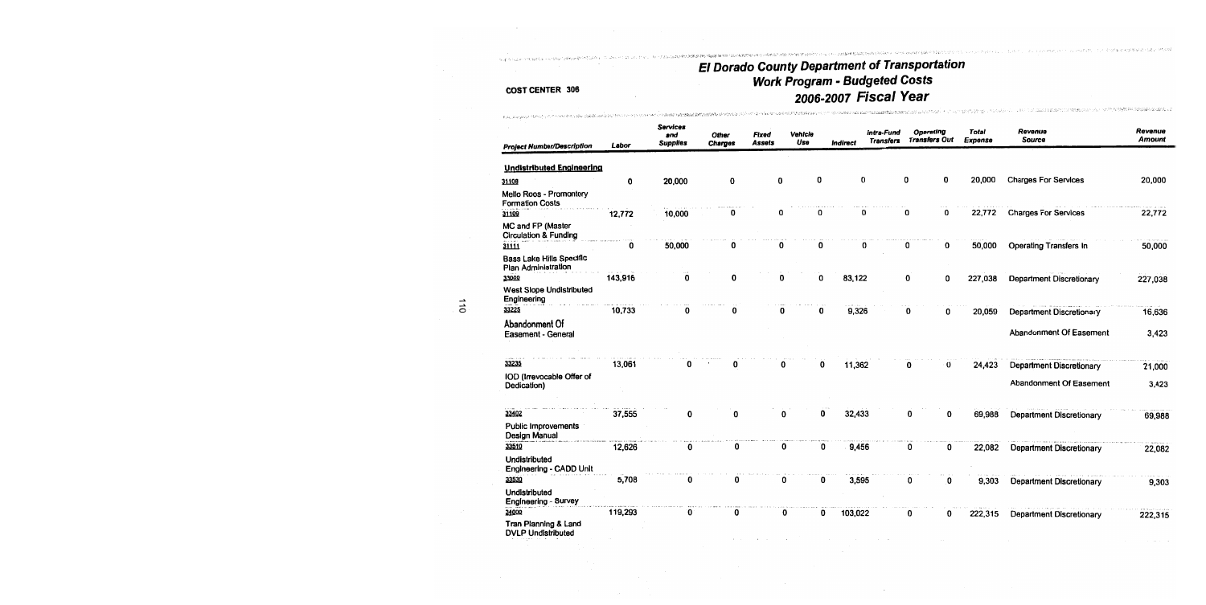# El Dorado County Department of Transportation
## Work Program - Budgeted Costs
## 2006-2007 Fiscal Year

COST CENTER 306

| Project Number/Description | Labor | Services and Supplies | Other Charges | Fixed Assets | Vehicle Use | Indirect | Intra-Fund Transfers | Operating Transfers Out | Total Expense | Revenue Source | Revenue Amount |
|---|---|---|---|---|---|---|---|---|---|---|---|
| **Undistributed Engineering** | | | | | | | | | | | |
| 31108 Mello Roos - Promontory Formation Costs | 0 | 20,000 | 0 | 0 | 0 | 0 | 0 | 0 | 20,000 | Charges For Services | 20,000 |
| 31109 MC and FP (Master Circulation & Funding | 12,772 | 10,000 | 0 | 0 | 0 | 0 | 0 | 0 | 22,772 | Charges For Services | 22,772 |
| 31111 Bass Lake Hills Specific Plan Administration | 0 | 50,000 | 0 | 0 | 0 | 0 | 0 | 0 | 50,000 | Operating Transfers In | 50,000 |
| 33000 West Slope Undistributed Engineering | 143,916 | 0 | 0 | 0 | 0 | 83,122 | 0 | 0 | 227,038 | Department Discretionary | 227,038 |
| 33225 Abandonment Of Easement - General | 10,733 | 0 | 0 | 0 | 0 | 9,326 | 0 | 0 | 20,059 | Department Discretionary | 16,636 |
| | | | | | | | | | | Abandonment Of Easement | 3,423 |
| 33235 IOD (Irrevocable Offer of Dedication) | 13,061 | 0 | 0 | 0 | 0 | 11,362 | 0 | 0 | 24,423 | Department Discretionary | 21,000 |
| | | | | | | | | | | Abandonment Of Easement | 3,423 |
| 33402 Public Improvements Design Manual | 37,555 | 0 | 0 | 0 | 0 | 32,433 | 0 | 0 | 69,988 | Department Discretionary | 69,988 |
| 33510 Undistributed Engineering - CADD Unit | 12,626 | 0 | 0 | 0 | 0 | 9,456 | 0 | 0 | 22,082 | Department Discretionary | 22,082 |
| 33530 Undistributed Engineering - Survey | 5,708 | 0 | 0 | 0 | 0 | 3,595 | 0 | 0 | 9,303 | Department Discretionary | 9,303 |
| 34000 Tran Planning & Land DVLP Undistributed | 119,293 | 0 | 0 | 0 | 0 | 103,022 | 0 | 0 | 222,315 | Department Discretionary | 222,315 |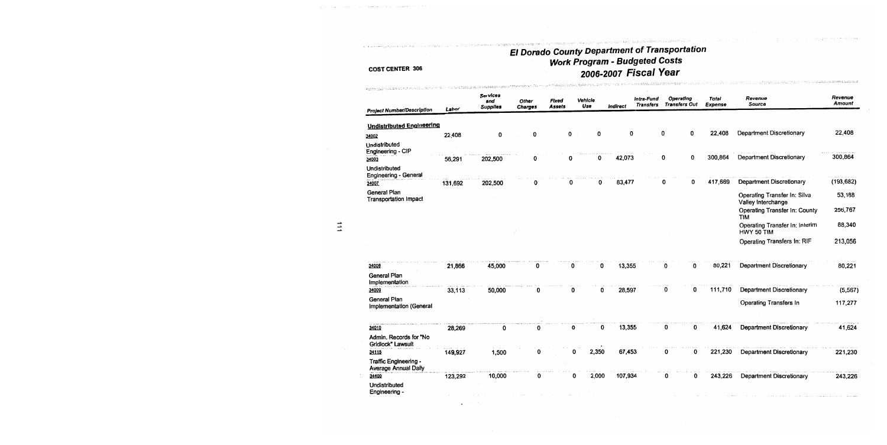# El Dorado County Department of Transportation
## Work Program - Budgeted Costs
## 2006-2007 Fiscal Year

COST CENTER 306

| Project Number/Description | Labor | Services and Supplies | Other Charges | Fixed Assets | Vehicle Use | Indirect | Intra-Fund Transfers | Operating Transfers Out | Total Expense | Revenue Source | Revenue Amount |
|---|---|---|---|---|---|---|---|---|---|---|---|
| **Undistributed Engineering** | | | | | | | | | | | |
| 34002 Undistributed Engineering - CIP | 22,408 | 0 | 0 | 0 | 0 | 0 | 0 | 0 | 22,408 | Department Discretionary | 22,408 |
| 34003 Undistributed Engineering - General | 56,291 | 202,500 | 0 | 0 | 0 | 42,073 | 0 | 0 | 300,864 | Department Discretionary | 300,864 |
| 34007 General Plan Transportation Impact | 131,692 | 202,500 | 0 | 0 | 0 | 83,477 | 0 | 0 | 417,669 | Department Discretionary | (193,682) |
| | | | | | | | | | | Operating Transfer In: Silva Valley Interchange | 53,188 |
| | | | | | | | | | | Operating Transfer In: County TIM | 256,767 |
| | | | | | | | | | | Operating Transfer In: Interim HWY 50 TIM | 88,340 |
| | | | | | | | | | | Operating Transfers In: RIF | 213,056 |
| 34008 General Plan Implementation | 21,866 | 45,000 | 0 | 0 | 0 | 13,355 | 0 | 0 | 80,221 | Department Discretionary | 80,221 |
| 34009 General Plan Implementation (General | 33,113 | 50,000 | 0 | 0 | 0 | 28,597 | 0 | 0 | 111,710 | Department Discretionary | (5,567) |
| | | | | | | | | | | Operating Transfers In | 117,277 |
| 34010 Admin. Records for "No Gridlock" Lawsuit | 28,269 | 0 | 0 | 0 | 0 | 13,355 | 0 | 0 | 41,624 | Department Discretionary | 41,624 |
| 34115 Traffic Engineering - Average Annual Daily | 149,927 | 1,500 | 0 | 0 | 2,350 | 67,453 | 0 | 0 | 221,230 | Department Discretionary | 221,230 |
| 34400 Undistributed Engineering - | 123,292 | 10,000 | 0 | 0 | 2,000 | 107,934 | 0 | 0 | 243,226 | Department Discretionary | 243,226 |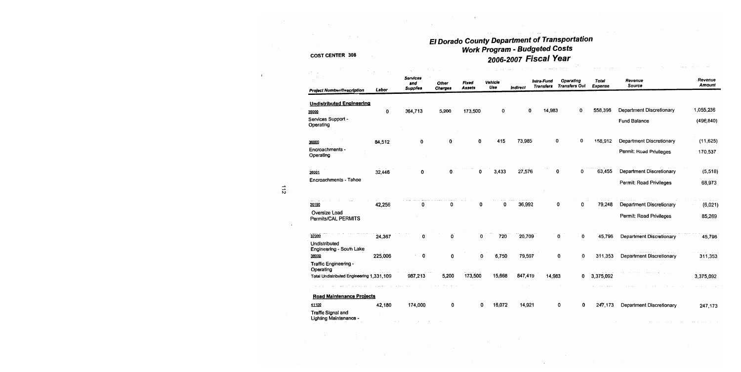# El Dorado County Department of Transportation
## Work Program - Budgeted Costs
## 2006-2007 Fiscal Year

COST CENTER 306

| Project Number/Description | Labor | Services and Supplies | Other Charges | Fixed Assets | Vehicle Use | Indirect | Intra-Fund Transfers | Operating Transfers Out | Total Expense | Revenue Source | Revenue Amount |
|---|---|---|---|---|---|---|---|---|---|---|---|
| **Undistributed Engineering** | | | | | | | | | | | |
| 35000 Services Support - Operating | 0 | 364,713 | 5,200 | 173,500 | 0 | 0 | 14,983 | 0 | 558,396 | Department Discretionary | 1,055,236 |
| | | | | | | | | | | Fund Balance | (496,840) |
| 36000 Encroachments - Operating | 84,512 | 0 | 0 | 0 | 415 | 73,985 | 0 | 0 | 158,912 | Department Discretionary | (11,625) |
| | | | | | | | | | | Permit: Road Privileges | 170,537 |
| 36001 Encroachments - Tahoe | 32,446 | 0 | 0 | 0 | 3,433 | 27,576 | 0 | 0 | 63,455 | Department Discretionary | (5,518) |
| | | | | | | | | | | Permit: Road Privileges | 68,973 |
| 36190 Oversize Load Permits/CAL PERMITS | 42,256 | 0 | 0 | 0 | 0 | 36,992 | 0 | 0 | 79,248 | Department Discretionary | (6,021) |
| | | | | | | | | | | Permit: Road Privileges | 85,269 |
| 37000 Undistributed Engineering - South Lake | 24,367 | 0 | 0 | 0 | 720 | 20,709 | 0 | 0 | 45,796 | Department Discretionary | 45,796 |
| 38000 Traffic Engineering - Operating | 225,006 | 0 | 0 | 0 | 6,750 | 79,597 | 0 | 0 | 311,353 | Department Discretionary | 311,353 |
| Total Undistributed Engineering | 1,331,109 | 987,213 | 5,200 | 173,500 | 15,668 | 847,419 | 14,983 | 0 | 3,375,092 | | 3,375,092 |
| **Road Maintenance Projects** | | | | | | | | | | | |
| 41100 Traffic Signal and Lighting Maintenance - | 42,180 | 174,000 | 0 | 0 | 16,072 | 14,921 | 0 | 0 | 247,173 | Department Discretionary | 247,173 |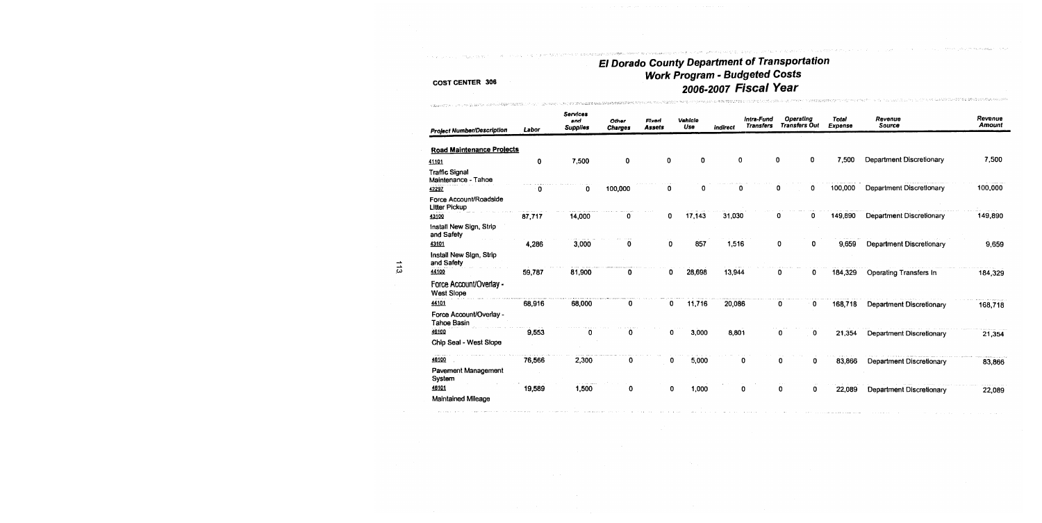COST CENTER 306

# El Dorado County Department of Transportation
## Work Program - Budgeted Costs
## 2006-2007 Fiscal Year

| Project Number/Description | Labor | Services and Supplies | Other Charges | Fixed Assets | Vehicle Use | Indirect | Intra-Fund Transfers | Operating Transfers Out | Total Expense | Revenue Source | Revenue Amount |
|---|---|---|---|---|---|---|---|---|---|---|---|
| **Road Maintenance Projects** | | | | | | | | | | | |
| 41101 Traffic Signal Maintenance - Tahoe | 0 | 7,500 | 0 | 0 | 0 | 0 | 0 | 0 | 7,500 | Department Discretionary | 7,500 |
| 42297 Force Account/Roadside Litter Pickup | 0 | 0 | 100,000 | 0 | 0 | 0 | 0 | 0 | 100,000 | Department Discretionary | 100,000 |
| 43100 Install New Sign, Strip and Safety | 87,717 | 14,000 | 0 | 0 | 17,143 | 31,030 | 0 | 0 | 149,890 | Department Discretionary | 149,890 |
| 43101 Install New Sign, Strip and Safety | 4,286 | 3,000 | 0 | 0 | 857 | 1,516 | 0 | 0 | 9,659 | Department Discretionary | 9,659 |
| 44100 Force Account/Overlay - West Slope | 59,787 | 81,900 | 0 | 0 | 28,698 | 13,944 | 0 | 0 | 184,329 | Operating Transfers In | 184,329 |
| 44101 Force Account/Overlay - Tahoe Basin | 68,916 | 68,000 | 0 | 0 | 11,716 | 20,086 | 0 | 0 | 168,718 | Department Discretionary | 168,718 |
| 46100 Chip Seal - West Slope | 9,553 | 0 | 0 | 0 | 3,000 | 8,801 | 0 | 0 | 21,354 | Department Discretionary | 21,354 |
| 48100 Pavement Management System | 76,566 | 2,300 | 0 | 0 | 5,000 | 0 | 0 | 0 | 83,866 | Department Discretionary | 83,866 |
| 48101 Maintained Mileage | 19,589 | 1,500 | 0 | 0 | 1,000 | 0 | 0 | 0 | 22,089 | Department Discretionary | 22,089 |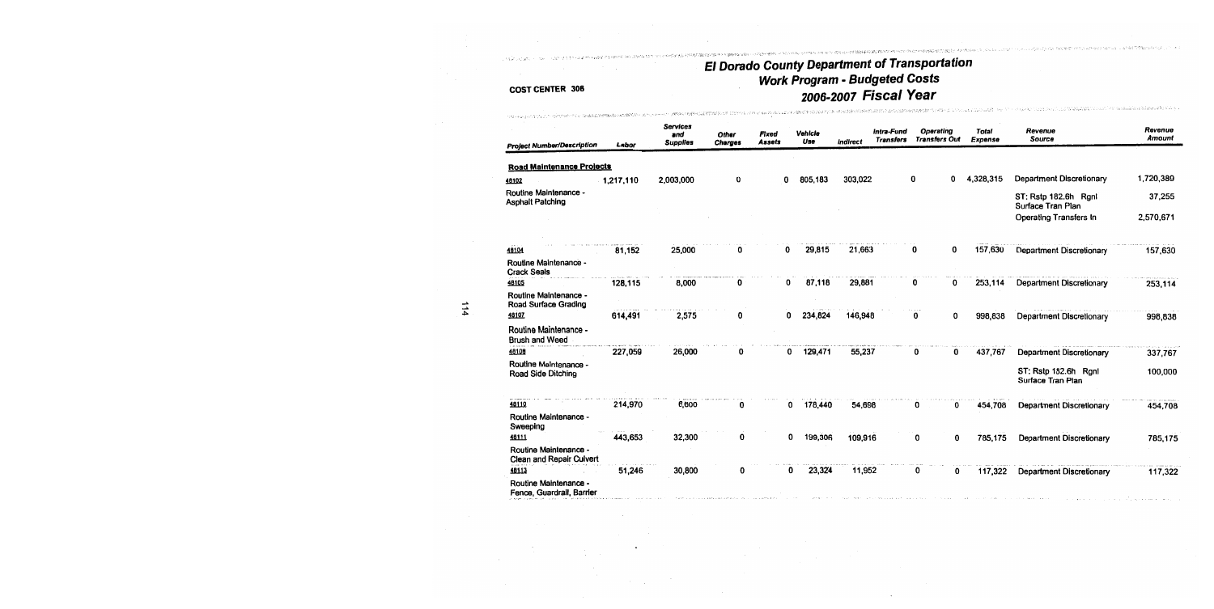# El Dorado County Department of Transportation
## Work Program - Budgeted Costs
## 2006-2007 Fiscal Year

COST CENTER 306

| Project Number/Description | Labor | Services and Supplies | Other Charges | Fixed Assets | Vehicle Use | Indirect | Intra-Fund Transfers | Operating Transfers Out | Total Expense | Revenue Source | Revenue Amount |
|---|---|---|---|---|---|---|---|---|---|---|---|
| **Road Maintenance Projects** | | | | | | | | | | | |
| 48102 Routine Maintenance - Asphalt Patching | 1,217,110 | 2,003,000 | 0 | 0 | 805,183 | 303,022 | 0 | 0 | 4,328,315 | Department Discretionary | 1,720,389 |
| | | | | | | | | | | ST: Rstp 182.6h Rgnl Surface Tran Plan | 37,255 |
| | | | | | | | | | | Operating Transfers In | 2,570,671 |
| 48104 Routine Maintenance - Crack Seals | 81,152 | 25,000 | 0 | 0 | 29,815 | 21,663 | 0 | 0 | 157,630 | Department Discretionary | 157,630 |
| 48105 Routine Maintenance - Road Surface Grading | 128,115 | 8,000 | 0 | 0 | 87,118 | 29,881 | 0 | 0 | 253,114 | Department Discretionary | 253,114 |
| 48107 Routine Maintenance - Brush and Weed | 614,491 | 2,575 | 0 | 0 | 234,824 | 146,948 | 0 | 0 | 998,838 | Department Discretionary | 998,838 |
| 48108 Routine Maintenance - Road Side Ditching | 227,059 | 26,000 | 0 | 0 | 129,471 | 55,237 | 0 | 0 | 437,767 | Department Discretionary | 337,767 |
| | | | | | | | | | | ST: Rstp 182.6h Rgnl Surface Tran Plan | 100,000 |
| 48110 Routine Maintenance - Sweeping | 214,970 | 6,600 | 0 | 0 | 178,440 | 54,698 | 0 | 0 | 454,708 | Department Discretionary | 454,708 |
| 48111 Routine Maintenance - Clean and Repair Culvert | 443,653 | 32,300 | 0 | 0 | 199,306 | 109,916 | 0 | 0 | 785,175 | Department Discretionary | 785,175 |
| 48113 Routine Maintenance - Fence, Guardrail, Barrier | 51,246 | 30,800 | 0 | 0 | 23,324 | 11,952 | 0 | 0 | 117,322 | Department Discretionary | 117,322 |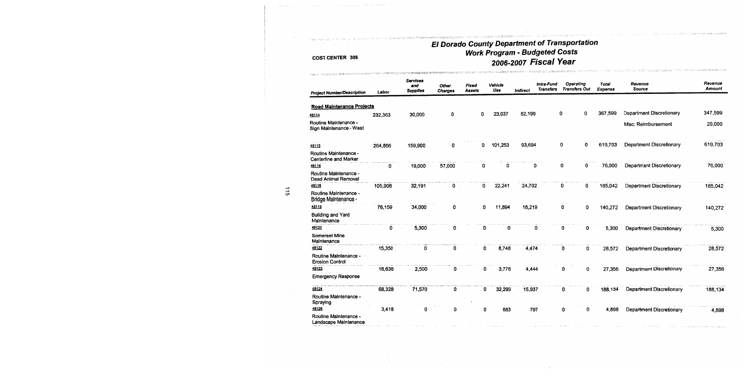# El Dorado County Department of Transportation
## Work Program - Budgeted Costs
## 2006-2007 Fiscal Year

COST CENTER 306

| Project Number/Description | Labor | Services and Supplies | Other Charges | Fixed Assets | Vehicle Use | Indirect | Intra-Fund Transfers | Operating Transfers Out | Total Expense | Revenue Source | Revenue Amount |
|---|---|---|---|---|---|---|---|---|---|---|---|
| **Road Maintenance Projects** | | | | | | | | | | | |
| 48114 Routine Maintenance - Sign Maintenance - West | 232,363 | 30,000 | 0 | 0 | 23,037 | 82,199 | 0 | 0 | 367,599 | Department Discretionary | 347,599 |
| | | | | | | | | | | Misc: Reimbursement | 20,000 |
| 48115 Routine Maintenance - Centerline and Marker | 264,856 | 159,900 | 0 | 0 | 101,253 | 93,694 | 0 | 0 | 619,703 | Department Discretionary | 619,703 |
| 48116 Routine Maintenance - Dead Animal Removal | 0 | 19,000 | 57,000 | 0 | 0 | 0 | 0 | 0 | 76,000 | Department Discretionary | 76,000 |
| 48118 Routine Maintenance - Bridge Maintenance - | 105,908 | 32,191 | 0 | 0 | 22,241 | 24,702 | 0 | 0 | 185,042 | Department Discretionary | 185,042 |
| 48119 Building and Yard Maintenance | 76,159 | 34,000 | 0 | 0 | 11,894 | 18,219 | 0 | 0 | 140,272 | Department Discretionary | 140,272 |
| 48120 Somerset Mine Maintenance | 0 | 5,300 | 0 | 0 | 0 | 0 | 0 | 0 | 5,300 | Department Discretionary | 5,300 |
| 48122 Routine Maintenance - Erosion Control | 15,350 | 0 | 0 | 0 | 8,748 | 4,474 | 0 | 0 | 28,572 | Department Discretionary | 28,572 |
| 48123 Emergency Response | 16,636 | 2,500 | 0 | 0 | 3,776 | 4,444 | 0 | 0 | 27,356 | Department Discretionary | 27,356 |
| 48124 Routine Maintenance - Spraying | 68,328 | 71,570 | 0 | 0 | 32,299 | 15,937 | 0 | 0 | 188,134 | Department Discretionary | 188,134 |
| 48126 Routine Maintenance - Landscape Maintenance | 3,418 | 0 | 0 | 0 | 683 | 797 | 0 | 0 | 4,898 | Department Discretionary | 4,898 |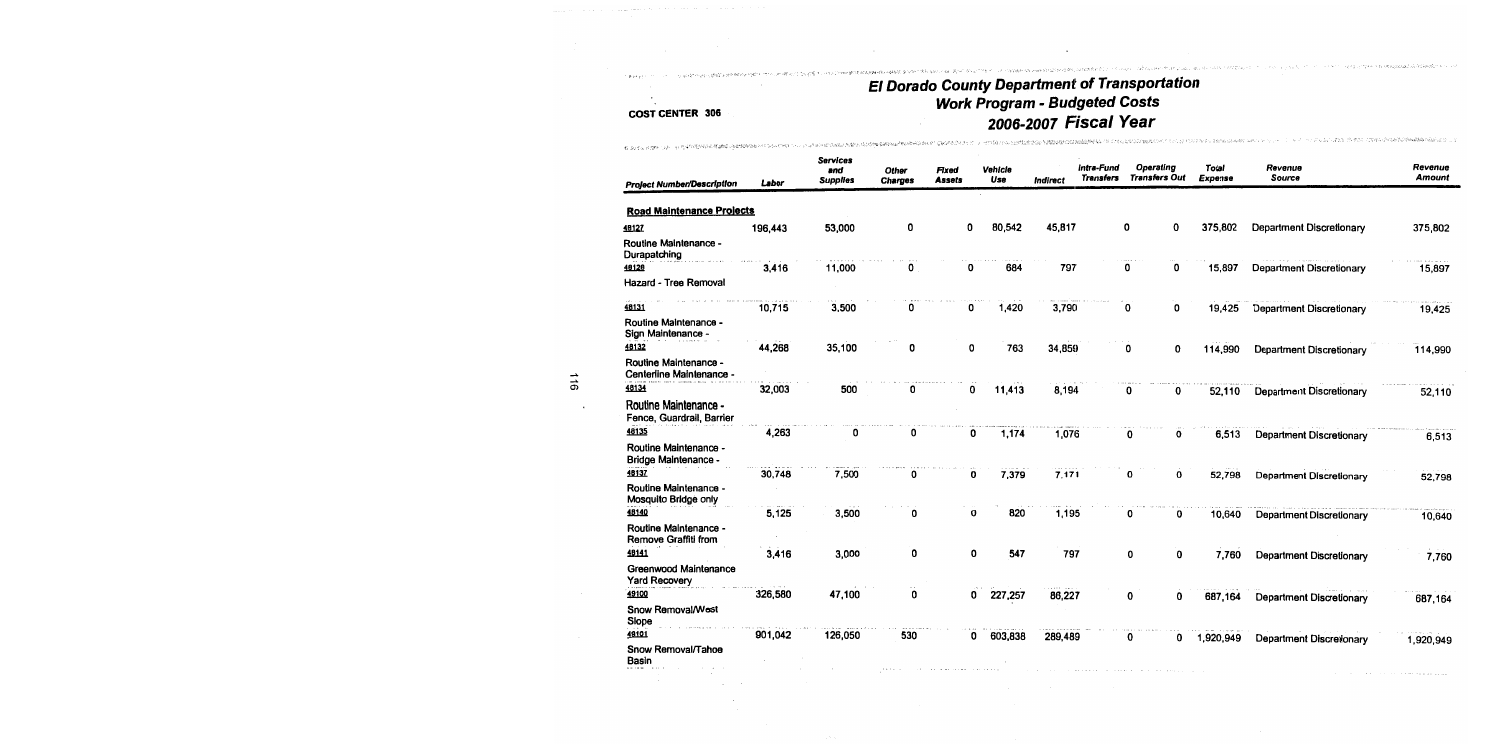# El Dorado County Department of Transportation
## Work Program - Budgeted Costs
## 2006-2007 Fiscal Year

COST CENTER 306

| Project Number/Description | Labor | Services and Supplies | Other Charges | Fixed Assets | Vehicle Use | Indirect | Intra-Fund Transfers | Operating Transfers Out | Total Expense | Revenue Source | Revenue Amount |
|---|---|---|---|---|---|---|---|---|---|---|---|
| **Road Maintenance Projects** | | | | | | | | | | | |
| 48127 Routine Maintenance - Durapatching | 196,443 | 53,000 | 0 | 0 | 80,542 | 45,817 | 0 | 0 | 375,802 | Department Discretionary | 375,802 |
| 48128 Hazard - Tree Removal | 3,416 | 11,000 | 0 | 0 | 684 | 797 | 0 | 0 | 15,897 | Department Discretionary | 15,897 |
| 48131 Routine Maintenance - Sign Maintenance - | 10,715 | 3,500 | 0 | 0 | 1,420 | 3,790 | 0 | 0 | 19,425 | Department Discretionary | 19,425 |
| 48132 Routine Maintenance - Centerline Maintenance - | 44,268 | 35,100 | 0 | 0 | 763 | 34,859 | 0 | 0 | 114,990 | Department Discretionary | 114,990 |
| 48134 Routine Maintenance - Fence, Guardrail, Barrier | 32,003 | 500 | 0 | 0 | 11,413 | 8,194 | 0 | 0 | 52,110 | Department Discretionary | 52,110 |
| 48135 Routine Maintenance - Bridge Maintenance - | 4,263 | 0 | 0 | 0 | 1,174 | 1,076 | 0 | 0 | 6,513 | Department Discretionary | 6,513 |
| 48137 Routine Maintenance - Mosquito Bridge only | 30,748 | 7,500 | 0 | 0 | 7,379 | 7,171 | 0 | 0 | 52,798 | Department Discretionary | 52,798 |
| 48140 Routine Maintenance - Remove Graffiti from | 5,125 | 3,500 | 0 | 0 | 820 | 1,195 | 0 | 0 | 10,640 | Department Discretionary | 10,640 |
| 48141 Greenwood Maintenance Yard Recovery | 3,416 | 3,000 | 0 | 0 | 547 | 797 | 0 | 0 | 7,760 | Department Discretionary | 7,760 |
| 49100 Snow Removal/West Slope | 326,580 | 47,100 | 0 | 0 | 227,257 | 86,227 | 0 | 0 | 687,164 | Department Discretionary | 687,164 |
| 49101 Snow Removal/Tahoe Basin | 901,042 | 126,050 | 530 | 0 | 603,838 | 289,489 | 0 | 0 | 1,920,949 | Department Discretionary | 1,920,949 |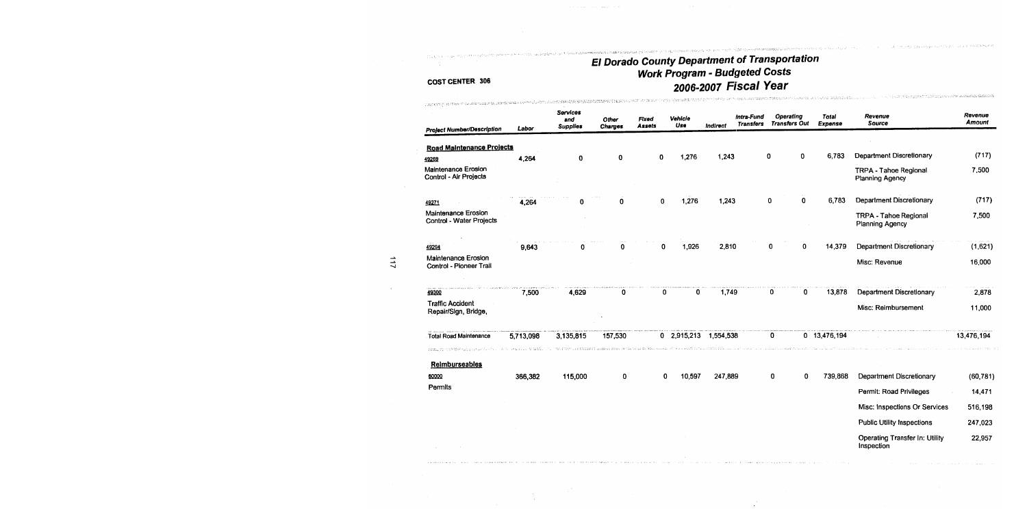# El Dorado County Department of Transportation
## Work Program - Budgeted Costs
## 2006-2007 Fiscal Year

COST CENTER 306

| Project Number/Description | Labor | Services and Supplies | Other Charges | Fixed Assets | Vehicle Use | Indirect | Intra-Fund Transfers | Operating Transfers Out | Total Expense | Revenue Source | Revenue Amount |
|---|---|---|---|---|---|---|---|---|---|---|---|
| **Road Maintenance Projects** | | | | | | | | | | | |
| 49269 | 4,264 | 0 | 0 | 0 | 1,276 | 1,243 | 0 | 0 | 6,783 | Department Discretionary | (717) |
| Maintenance Erosion Control - Air Projects | | | | | | | | | | TRPA - Tahoe Regional Planning Agency | 7,500 |
| 49271 | 4,264 | 0 | 0 | 0 | 1,276 | 1,243 | 0 | 0 | 6,783 | Department Discretionary | (717) |
| Maintenance Erosion Control - Water Projects | | | | | | | | | | TRPA - Tahoe Regional Planning Agency | 7,500 |
| 49294 | 9,643 | 0 | 0 | 0 | 1,926 | 2,810 | 0 | 0 | 14,379 | Department Discretionary | (1,621) |
| Maintenance Erosion Control - Pioneer Trail | | | | | | | | | | Misc: Revenue | 16,000 |
| 49300 | 7,500 | 4,629 | 0 | 0 | 0 | 1,749 | 0 | 0 | 13,878 | Department Discretionary | 2,878 |
| Traffic Accident Repair/Sign, Bridge, | | | | | | | | | | Misc: Reimbursement | 11,000 |
| Total Road Maintenance | 5,713,098 | 3,135,815 | 157,530 | 0 | 2,915,213 | 1,554,538 | 0 | 0 | 13,476,194 | | 13,476,194 |
| **Reimburseables** | | | | | | | | | | | |
| 60000 | 366,382 | 115,000 | 0 | 0 | 10,597 | 247,889 | 0 | 0 | 739,868 | Department Discretionary | (60,781) |
| Permits | | | | | | | | | | Permit: Road Privileges | 14,471 |
| | | | | | | | | | | Misc: Inspections Or Services | 516,198 |
| | | | | | | | | | | Public Utility Inspections | 247,023 |
| | | | | | | | | | | Operating Transfer In: Utility Inspection | 22,957 |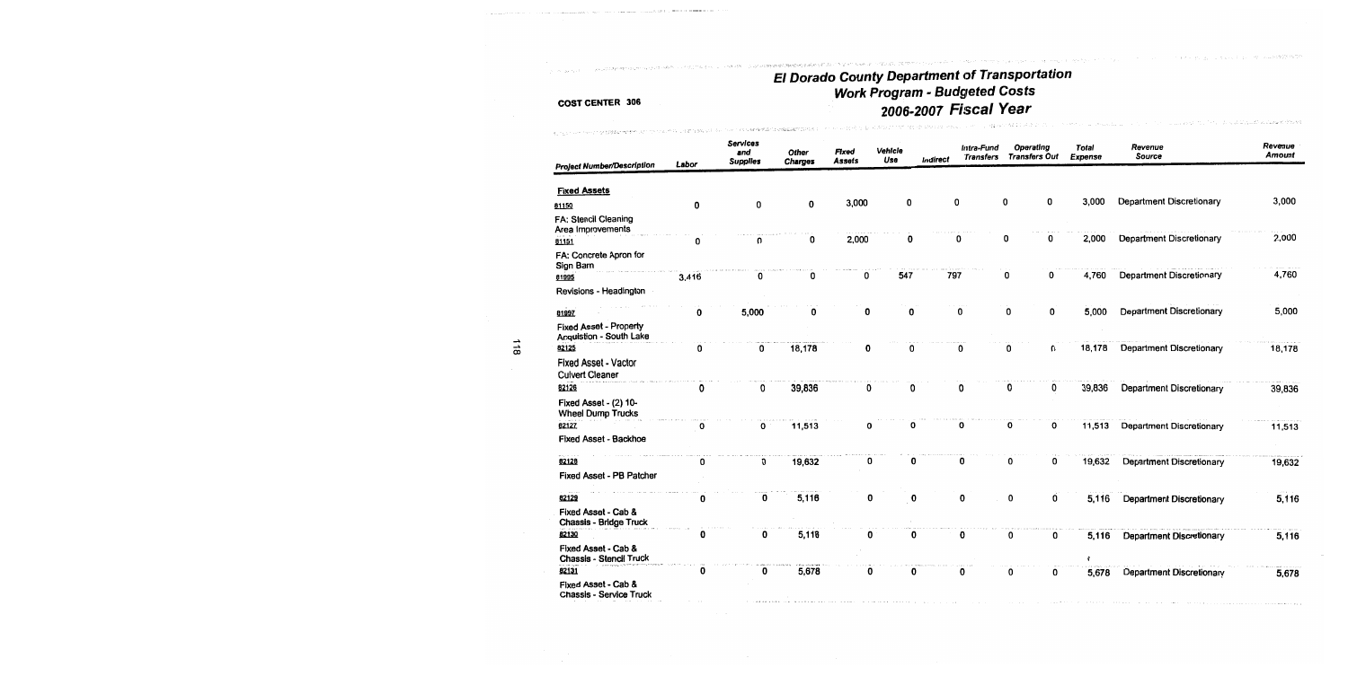# El Dorado County Department of Transportation
## Work Program - Budgeted Costs
## 2006-2007 Fiscal Year

COST CENTER 306

| Project Number/Description | Labor | Services and Supplies | Other Charges | Fixed Assets | Vehicle Use | Indirect | Intra-Fund Transfers | Operating Transfers Out | Total Expense | Revenue Source | Revenue Amount |
|---|---|---|---|---|---|---|---|---|---|---|---|
| **Fixed Assets** | | | | | | | | | | | |
| 81150 FA: Stencil Cleaning Area Improvements | 0 | 0 | 0 | 3,000 | 0 | 0 | 0 | 0 | 3,000 | Department Discretionary | 3,000 |
| 81151 FA: Concrete Apron for Sign Barn | 0 | 0 | 0 | 2,000 | 0 | 0 | 0 | 0 | 2,000 | Department Discretionary | 2,000 |
| 81995 Revisions - Headington | 3,416 | 0 | 0 | 0 | 547 | 797 | 0 | 0 | 4,760 | Department Discretionary | 4,760 |
| 81997 Fixed Asset - Property Acquistion - South Lake | 0 | 5,000 | 0 | 0 | 0 | 0 | 0 | 0 | 5,000 | Department Discretionary | 5,000 |
| 82125 Fixed Asset - Vactor Culvert Cleaner | 0 | 0 | 18,178 | 0 | 0 | 0 | 0 | 0 | 18,178 | Department Discretionary | 18,178 |
| 82126 Fixed Asset - (2) 10-Wheel Dump Trucks | 0 | 0 | 39,836 | 0 | 0 | 0 | 0 | 0 | 39,836 | Department Discretionary | 39,836 |
| 82127 Fixed Asset - Backhoe | 0 | 0 | 11,513 | 0 | 0 | 0 | 0 | 0 | 11,513 | Department Discretionary | 11,513 |
| 82128 Fixed Asset - PB Patcher | 0 | 0 | 19,632 | 0 | 0 | 0 | 0 | 0 | 19,632 | Department Discretionary | 19,632 |
| 82129 Fixed Asset - Cab & Chassis - Bridge Truck | 0 | 0 | 5,116 | 0 | 0 | 0 | 0 | 0 | 5,116 | Department Discretionary | 5,116 |
| 82130 Fixed Asset - Cab & Chassis - Stencil Truck | 0 | 0 | 5,116 | 0 | 0 | 0 | 0 | 0 | 5,116 | Department Discretionary | 5,116 |
| 82131 Fixed Asset - Cab & Chassis - Service Truck | 0 | 0 | 5,678 | 0 | 0 | 0 | 0 | 0 | 5,678 | Department Discretionary | 5,678 |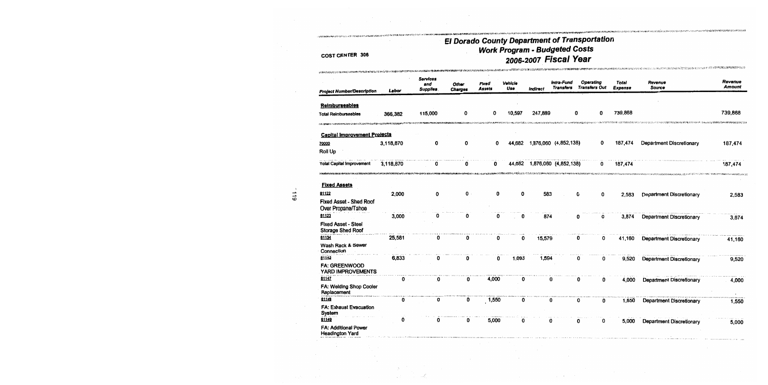COST CENTER 306

# El Dorado County Department of Transportation
## Work Program - Budgeted Costs
## 2006-2007 Fiscal Year

| Project Number/Description | Labor | Services and Supplies | Other Charges | Fixed Assets | Vehicle Use | Indirect | Intra-Fund Transfers | Operating Transfers Out | Total Expense | Revenue Source | Revenue Amount |
|---|---|---|---|---|---|---|---|---|---|---|---|
| **Reimburseables** | | | | | | | | | | | |
| Total Reimburseables | 366,382 | 115,000 | 0 | 0 | 10,597 | 247,889 | 0 | 0 | 739,868 | | 739,868 |
| **Capital Improvement Projects** | | | | | | | | | | | |
| 70000 Roll Up | 3,118,870 | 0 | 0 | 0 | 44,682 | 1,876,060 | (4,852,138) | 0 | 187,474 | Department Discretionary | 187,474 |
| Total Capital Improvement | 3,118,870 | 0 | 0 | 0 | 44,682 | 1,876,060 | (4,852,138) | 0 | 187,474 | | 187,474 |
| **Fixed Assets** | | | | | | | | | | | |
| 81122 Fixed Asset - Shed Roof Over Propane/Tahoe | 2,000 | 0 | 0 | 0 | 0 | 583 | 0 | 0 | 2,583 | Department Discretionary | 2,583 |
| 81123 Fixed Asset - Steel Storage Shed Roof | 3,000 | 0 | 0 | 0 | 0 | 874 | 0 | 0 | 3,874 | Department Discretionary | 3,874 |
| 81134 Wash Rack & Sewer Connection | 25,581 | 0 | 0 | 0 | 0 | 15,579 | 0 | 0 | 41,160 | Department Discretionary | 41,160 |
| 81143 FA: GREENWOOD YARD IMPROVEMENTS | 6,833 | 0 | 0 | 0 | 1,093 | 1,594 | 0 | 0 | 9,520 | Department Discretionary | 9,520 |
| 81147 FA: Welding Shop Cooler Replacement | 0 | 0 | 0 | 4,000 | 0 | 0 | 0 | 0 | 4,000 | Department Discretionary | 4,000 |
| 81148 FA: Exhaust Evacuation System | 0 | 0 | 0 | 1,550 | 0 | 0 | 0 | 0 | 1,550 | Department Discretionary | 1,550 |
| 81149 FA: Additional Power Headington Yard | 0 | 0 | 0 | 5,000 | 0 | 0 | 0 | 0 | 5,000 | Department Discretionary | 5,000 |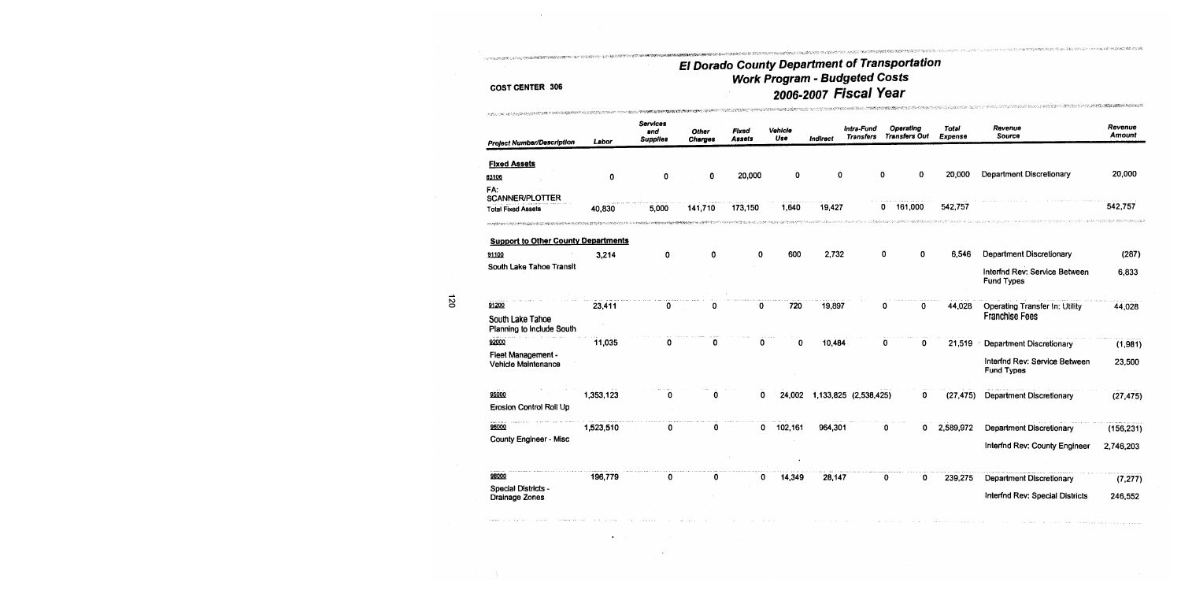# El Dorado County Department of Transportation

## Work Program - Budgeted Costs

## 2006-2007 Fiscal Year

COST CENTER 306

| Project Number/Description | Labor | Services and Supplies | Other Charges | Fixed Assets | Vehicle Use | Indirect | Intra-Fund Transfers | Operating Transfers Out | Total Expense | Revenue Source | Revenue Amount |
|---|---|---|---|---|---|---|---|---|---|---|---|
| **Fixed Assets** | | | | | | | | | | | |
| 83108<br>FA: SCANNER/PLOTTER | 0 | 0 | 0 | 20,000 | 0 | 0 | 0 | 0 | 20,000 | Department Discretionary | 20,000 |
| Total Fixed Assets | 40,830 | 5,000 | 141,710 | 173,150 | 1,640 | 19,427 | 0 | 161,000 | 542,757 | | 542,757 |
| **Support to Other County Departments** | | | | | | | | | | | |
| 91100<br>South Lake Tahoe Transit | 3,214 | 0 | 0 | 0 | 600 | 2,732 | 0 | 0 | 6,546 | Department Discretionary | (287) |
| | | | | | | | | | | Interfnd Rev: Service Between Fund Types | 6,833 |
| 91200<br>South Lake Tahoe Planning to include South | 23,411 | 0 | 0 | 0 | 720 | 19,897 | 0 | 0 | 44,028 | Operating Transfer In: Utility Franchise Fees | 44,028 |
| 92000<br>Fleet Management - Vehicle Maintenance | 11,035 | 0 | 0 | 0 | 0 | 10,484 | 0 | 0 | 21,519 | Department Discretionary | (1,981) |
| | | | | | | | | | | Interfnd Rev: Service Between Fund Types | 23,500 |
| 95000<br>Erosion Control Roll Up | 1,353,123 | 0 | 0 | 0 | 24,002 | 1,133,825 | (2,538,425) | 0 | (27,475) | Department Discretionary | (27,475) |
| 96000<br>County Engineer - Misc | 1,523,510 | 0 | 0 | 0 | 102,161 | 964,301 | 0 | 0 | 2,589,972 | Department Discretionary | (156,231) |
| | | | | | | | | | | Interfnd Rev: County Engineer | 2,746,203 |
| 98000<br>Special Districts - Drainage Zones | 196,779 | 0 | 0 | 0 | 14,349 | 28,147 | 0 | 0 | 239,275 | Department Discretionary | (7,277) |
| | | | | | | | | | | Interfnd Rev: Special Districts | 246,552 |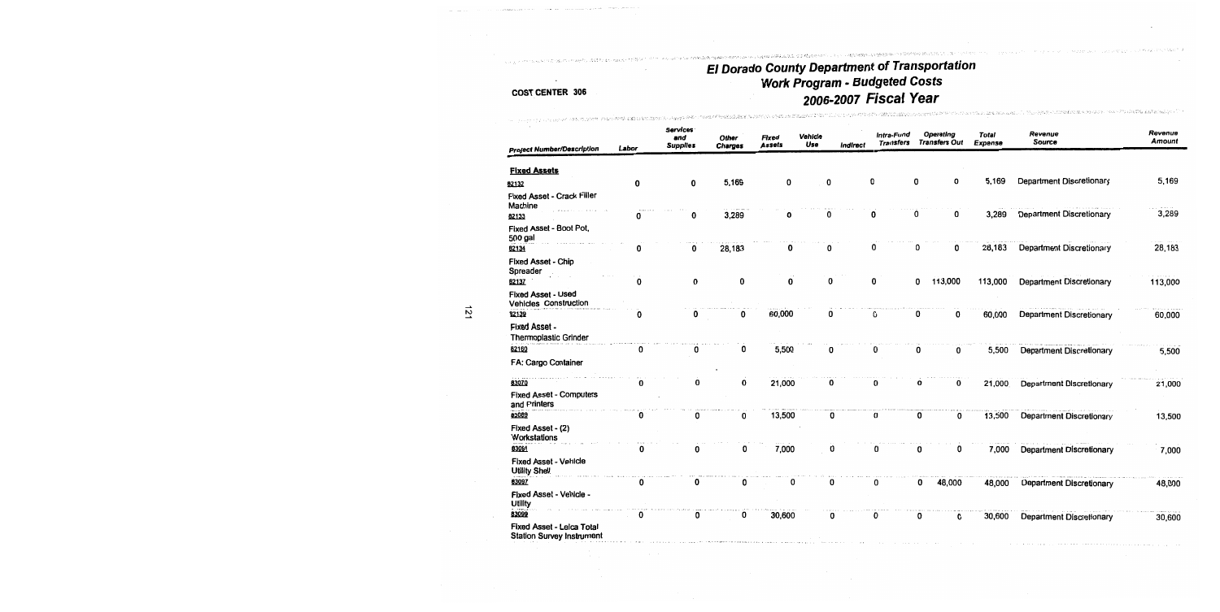COST CENTER 306

# El Dorado County Department of Transportation
## Work Program - Budgeted Costs
## 2006-2007 Fiscal Year

| Project Number/Description | Labor | Services and Supplies | Other Charges | Fixed Assets | Vehicle Use | Indirect | Intra-Fund Transfers | Operating Transfers Out | Total Expense | Revenue Source | Revenue Amount |
|---|---|---|---|---|---|---|---|---|---|---|---|
| **Fixed Assets** | | | | | | | | | | | |
| 82132 Fixed Asset - Crack Filler Machine | 0 | 0 | 5,169 | 0 | 0 | 0 | 0 | 0 | 5,169 | Department Discretionary | 5,169 |
| 82133 Fixed Asset - Boot Pot, 500 gal | 0 | 0 | 3,289 | 0 | 0 | 0 | 0 | 0 | 3,289 | Department Discretionary | 3,289 |
| 82134 Fixed Asset - Chip Spreader | 0 | 0 | 28,183 | 0 | 0 | 0 | 0 | 0 | 28,183 | Department Discretionary | 28,183 |
| 82137 Fixed Asset - Used Vehicles Construction | 0 | 0 | 0 | 0 | 0 | 0 | 0 | 113,000 | 113,000 | Department Discretionary | 113,000 |
| 82139 Fixed Asset - Thermoplastic Grinder | 0 | 0 | 0 | 60,000 | 0 | 0 | 0 | 0 | 60,000 | Department Discretionary | 60,000 |
| 82160 FA: Cargo Container | 0 | 0 | 0 | 5,500 | 0 | 0 | 0 | 0 | 5,500 | Department Discretionary | 5,500 |
| 83070 Fixed Asset - Computers and Printers | 0 | 0 | 0 | 21,000 | 0 | 0 | 0 | 0 | 21,000 | Department Discretionary | 21,000 |
| 83089 Fixed Asset - (2) Workstations | 0 | 0 | 0 | 13,500 | 0 | 0 | 0 | 0 | 13,500 | Department Discretionary | 13,500 |
| 83091 Fixed Asset - Vehicle Utility Shell | 0 | 0 | 0 | 7,000 | 0 | 0 | 0 | 0 | 7,000 | Department Discretionary | 7,000 |
| 83097 Fixed Asset - Vehicle - Utility | 0 | 0 | 0 | 0 | 0 | 0 | 0 | 48,000 | 48,000 | Department Discretionary | 48,000 |
| 83099 Fixed Asset - Leica Total Station Survey Instrument | 0 | 0 | 0 | 30,600 | 0 | 0 | 0 | 0 | 30,600 | Department Discretionary | 30,600 |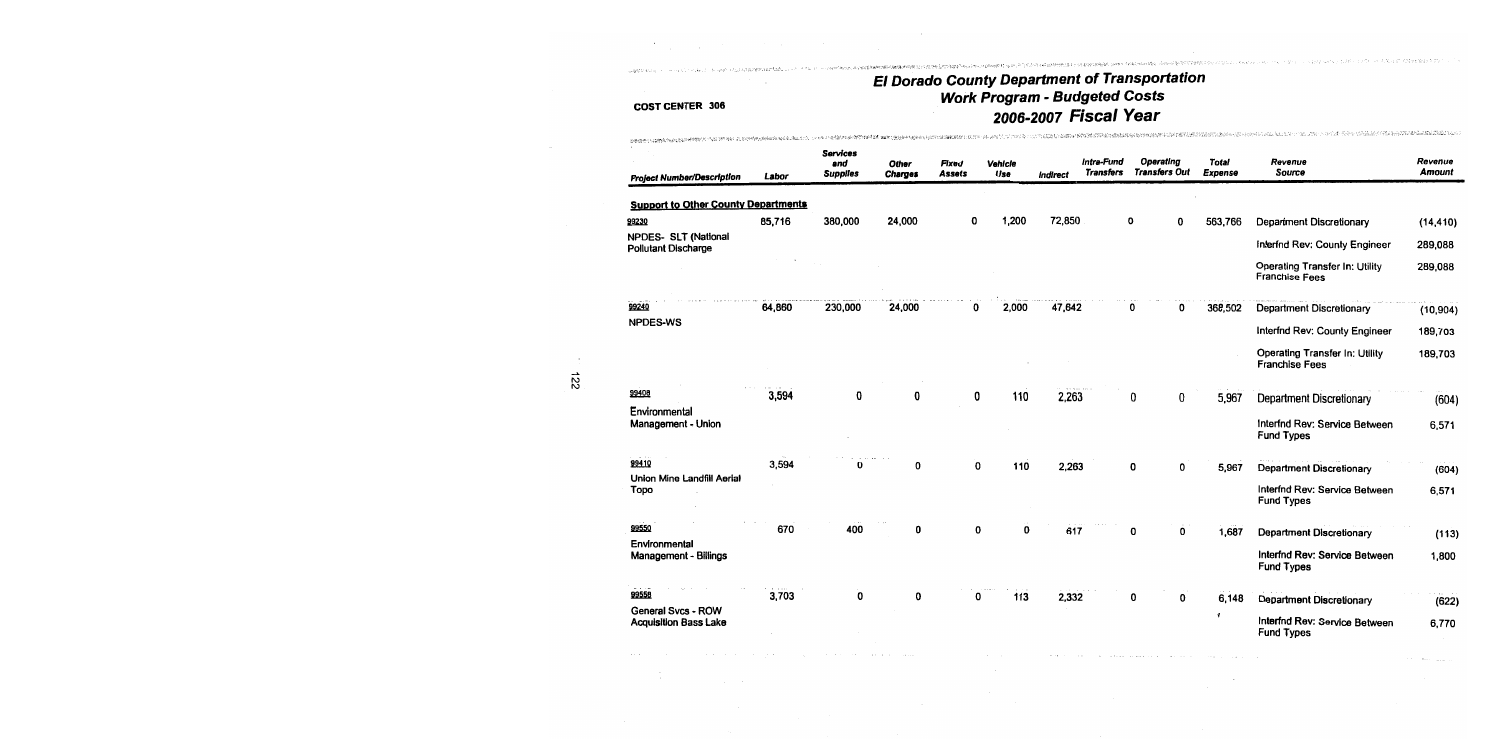COST CENTER 306

# El Dorado County Department of Transportation
## Work Program - Budgeted Costs
## 2006-2007 Fiscal Year

| Project Number/Description | Labor | Services and Supplies | Other Charges | Fixed Assets | Vehicle Use | Indirect | Intra-Fund Transfers | Operating Transfers Out | Total Expense | Revenue Source | Revenue Amount |
|---|---|---|---|---|---|---|---|---|---|---|---|
| **Support to Other County Departments** | | | | | | | | | | | |
| 99230 NPDES- SLT (National Pollutant Discharge | 85,716 | 380,000 | 24,000 | 0 | 1,200 | 72,850 | 0 | 0 | 563,766 | Department Discretionary | (14,410) |
| | | | | | | | | | | Interfnd Rev: County Engineer | 289,088 |
| | | | | | | | | | | Operating Transfer In: Utility Franchise Fees | 289,088 |
| 99240 NPDES-WS | 64,860 | 230,000 | 24,000 | 0 | 2,000 | 47,642 | 0 | 0 | 368,502 | Department Discretionary | (10,904) |
| | | | | | | | | | | Interfnd Rev: County Engineer | 189,703 |
| | | | | | | | | | | Operating Transfer In: Utility Franchise Fees | 189,703 |
| 99408 Environmental Management - Union | 3,594 | 0 | 0 | 0 | 110 | 2,263 | 0 | 0 | 5,967 | Department Discretionary | (604) |
| | | | | | | | | | | Interfnd Rev: Service Between Fund Types | 6,571 |
| 99410 Union Mine Landfill Aerial Topo | 3,594 | 0 | 0 | 0 | 110 | 2,263 | 0 | 0 | 5,967 | Department Discretionary | (604) |
| | | | | | | | | | | Interfnd Rev: Service Between Fund Types | 6,571 |
| 99550 Environmental Management - Billings | 670 | 400 | 0 | 0 | 0 | 617 | 0 | 0 | 1,687 | Department Discretionary | (113) |
| | | | | | | | | | | Interfnd Rev: Service Between Fund Types | 1,800 |
| 99558 General Svcs - ROW Acquisition Bass Lake | 3,703 | 0 | 0 | 0 | 113 | 2,332 | 0 | 0 | 6,148 | Department Discretionary | (622) |
| | | | | | | | | | | Interfnd Rev: Service Between Fund Types | 6,770 |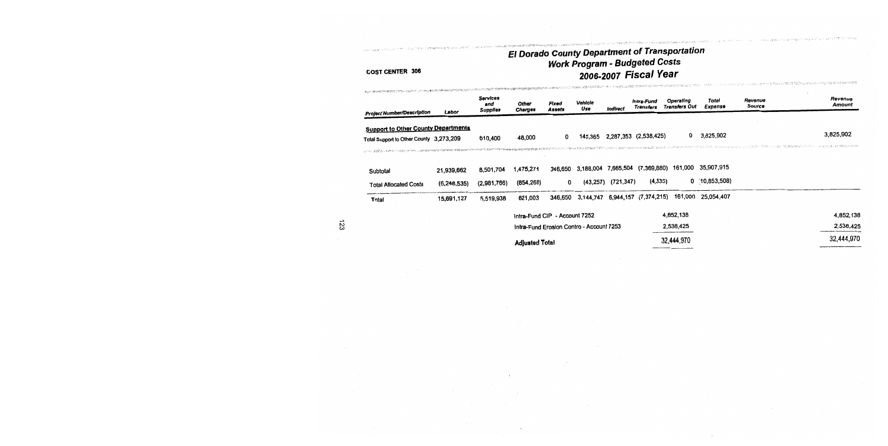COST CENTER 306

# El Dorado County Department of Transportation
## Work Program - Budgeted Costs
## 2006-2007 Fiscal Year

| Project Number/Description | Labor | Services and Supplies | Other Charges | Fixed Assets | Vehicle Use | Indirect | Intra-Fund Transfers | Operating Transfers Out | Total Expense | Revenue Source | Revenue Amount |
|---|---|---|---|---|---|---|---|---|---|---|---|
| **Support to Other County Departments** | | | | | | | | | | | |
| Total Support to Other County | 3,273,209 | 610,400 | 48,000 | 0 | 145,365 | 2,287,353 | (2,538,425) | 0 | 3,625,902 | | 3,825,902 |
| Subtotal | 21,939,662 | 8,501,704 | 1,475,271 | 346,650 | 3,188,004 | 7,665,504 | (7,369,880) | 161,000 | 35,907,915 | | |
| Total Allocated Costs | (6,248,535) | (2,981,766) | (854,268) | 0 | (43,257) | (721,347) | (4,335) | 0 | (10,853,508) | | |
| Total | 15,691,127 | 5,519,938 | 621,003 | 346,650 | 3,144,747 | 6,944,157 | (7,374,215) | 161,000 | 25,054,407 | | |
| | | | Intra-Fund CIP - Account 7252 | | | | | | 4,852,138 | | 4,852,138 |
| | | | Intra-Fund Erosion Contro - Account 7253 | | | | | | 2,538,425 | | 2,538,425 |
| | | | **Adjusted Total** | | | | | | 32,444,970 | | 32,444,970 |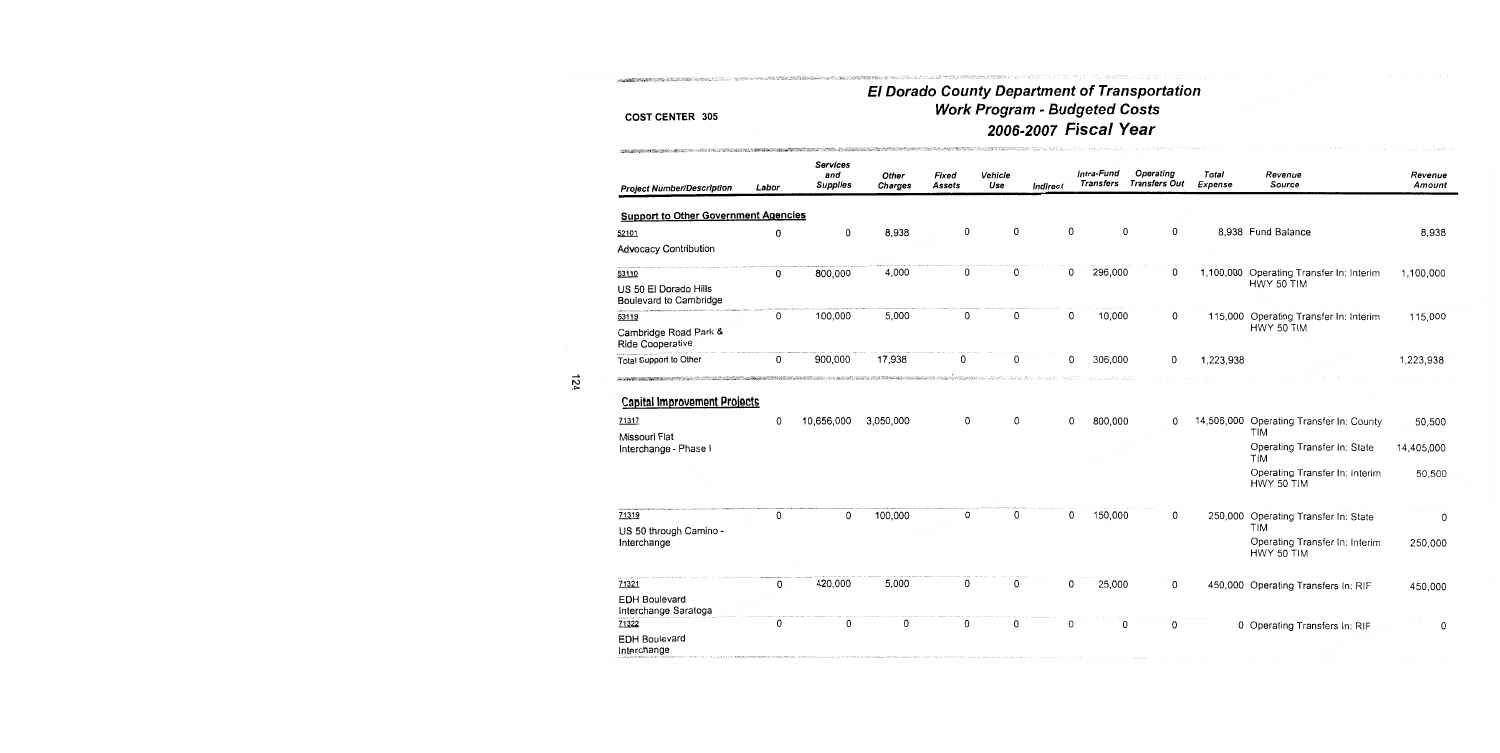COST CENTER 305

# El Dorado County Department of Transportation
## Work Program - Budgeted Costs
## 2006-2007 Fiscal Year

| Project Number/Description | Labor | Services and Supplies | Other Charges | Fixed Assets | Vehicle Use | Indirect | Intra-Fund Transfers | Operating Transfers Out | Total Expense | Revenue Source | Revenue Amount |
|---|---|---|---|---|---|---|---|---|---|---|---|
| **Support to Other Government Agencies** | | | | | | | | | | | |
| 52101 Advocacy Contribution | 0 | 0 | 8,938 | 0 | 0 | 0 | 0 | 0 | 8,938 | Fund Balance | 8,938 |
| 53110 US 50 El Dorado Hills Boulevard to Cambridge | 0 | 800,000 | 4,000 | 0 | 0 | 0 | 296,000 | 0 | 1,100,000 | Operating Transfer In: Interim HWY 50 TIM | 1,100,000 |
| 53119 Cambridge Road Park & Ride Cooperative | 0 | 100,000 | 5,000 | 0 | 0 | 0 | 10,000 | 0 | 115,000 | Operating Transfer In: Interim HWY 50 TIM | 115,000 |
| Total Support to Other | 0 | 900,000 | 17,938 | 0 | 0 | 0 | 306,000 | 0 | 1,223,938 | | 1,223,938 |
| **Capital Improvement Projects** | | | | | | | | | | | |
| 71317 Missouri Flat Interchange - Phase I | 0 | 10,656,000 | 3,050,000 | 0 | 0 | 0 | 800,000 | 0 | 14,506,000 | Operating Transfer In: County TIM | 50,500 |
| | | | | | | | | | | Operating Transfer In: State TIM | 14,405,000 |
| | | | | | | | | | | Operating Transfer In: Interim HWY 50 TIM | 50,500 |
| 71319 US 50 through Camino - Interchange | 0 | 0 | 100,000 | 0 | 0 | 0 | 150,000 | 0 | 250,000 | Operating Transfer In: State TIM | 0 |
| | | | | | | | | | | Operating Transfer In: Interim HWY 50 TIM | 250,000 |
| 71321 EDH Boulevard Interchange Saratoga | 0 | 420,000 | 5,000 | 0 | 0 | 0 | 25,000 | 0 | 450,000 | Operating Transfers In: RIF | 450,000 |
| 71322 EDH Boulevard Interchange | 0 | 0 | 0 | 0 | 0 | 0 | 0 | 0 | 0 | Operating Transfers In: RIF | 0 |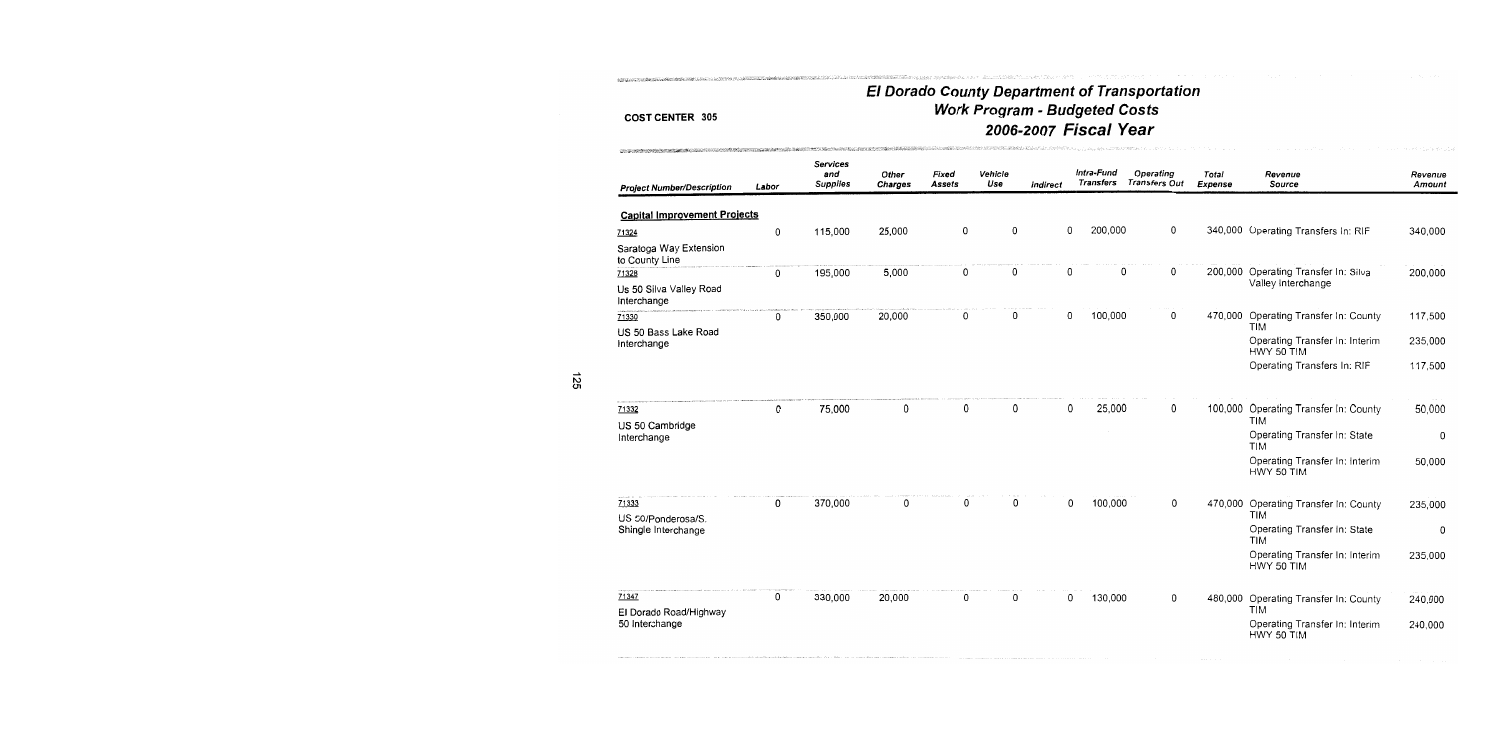COST CENTER 305

# El Dorado County Department of Transportation
## Work Program - Budgeted Costs
## 2006-2007 Fiscal Year

| Project Number/Description | Labor | Services and Supplies | Other Charges | Fixed Assets | Vehicle Use | Indirect | Intra-Fund Transfers | Operating Transfers Out | Total Expense | Revenue Source | Revenue Amount |
|---|---|---|---|---|---|---|---|---|---|---|---|
| **Capital Improvement Projects** | | | | | | | | | | | |
| 71324 Saratoga Way Extension to County Line | 0 | 115,000 | 25,000 | 0 | 0 | 0 | 200,000 | 0 | 340,000 | Operating Transfers In: RIF | 340,000 |
| 71328 Us 50 Silva Valley Road Interchange | 0 | 195,000 | 5,000 | 0 | 0 | 0 | 0 | 0 | 200,000 | Operating Transfer In: Silva Valley Interchange | 200,000 |
| 71330 US 50 Bass Lake Road Interchange | 0 | 350,000 | 20,000 | 0 | 0 | 0 | 100,000 | 0 | 470,000 | Operating Transfer In: County TIM | 117,500 |
| | | | | | | | | | | Operating Transfer In: Interim HWY 50 TIM | 235,000 |
| | | | | | | | | | | Operating Transfers In: RIF | 117,500 |
| 71332 US 50 Cambridge Interchange | 0 | 75,000 | 0 | 0 | 0 | 0 | 25,000 | 0 | 100,000 | Operating Transfer In: County TIM | 50,000 |
| | | | | | | | | | | Operating Transfer In: State TIM | 0 |
| | | | | | | | | | | Operating Transfer In: Interim HWY 50 TIM | 50,000 |
| 71333 US 50/Ponderosa/S. Shingle Interchange | 0 | 370,000 | 0 | 0 | 0 | 0 | 100,000 | 0 | 470,000 | Operating Transfer In: County TIM | 235,000 |
| | | | | | | | | | | Operating Transfer In: State TIM | 0 |
| | | | | | | | | | | Operating Transfer In: Interim HWY 50 TIM | 235,000 |
| 71347 El Dorado Road/Highway 50 Interchange | 0 | 330,000 | 20,000 | 0 | 0 | 0 | 130,000 | 0 | 480,000 | Operating Transfer In: County TIM | 240,000 |
| | | | | | | | | | | Operating Transfer In: Interim HWY 50 TIM | 240,000 |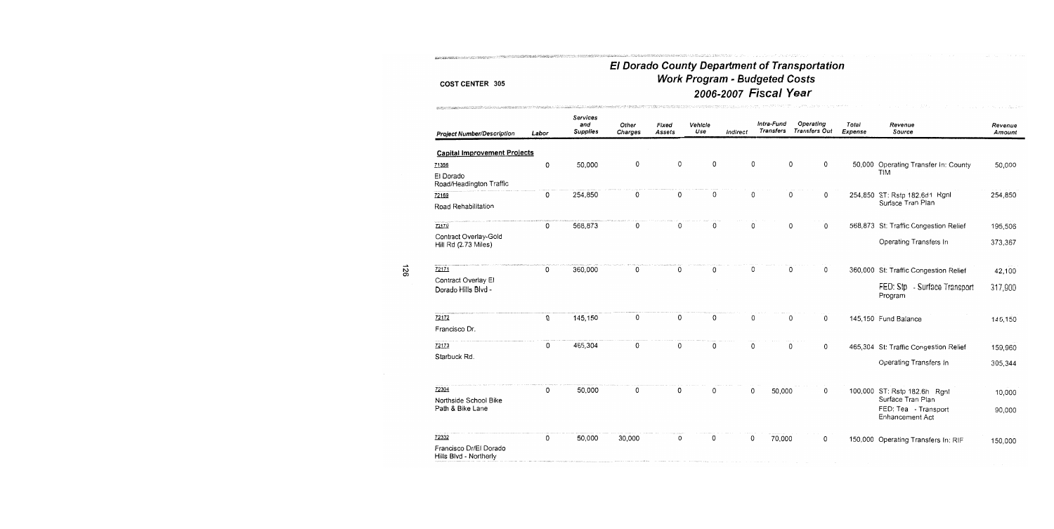COST CENTER 305

# El Dorado County Department of Transportation
## Work Program - Budgeted Costs
## 2006-2007 Fiscal Year

| Project Number/Description | Labor | Services and Supplies | Other Charges | Fixed Assets | Vehicle Use | Indirect | Intra-Fund Transfers | Operating Transfers Out | Total Expense | Revenue Source | Revenue Amount |
|---|---|---|---|---|---|---|---|---|---|---|---|
| **Capital Improvement Projects** | | | | | | | | | | | |
| 71356 El Dorado Road/Headington Traffic | 0 | 50,000 | 0 | 0 | 0 | 0 | 0 | 0 | 50,000 | Operating Transfer In: County TIM | 50,000 |
| 72169 Road Rehabilitation | 0 | 254,850 | 0 | 0 | 0 | 0 | 0 | 0 | 254,850 | ST: Rstp 182.6d1 Rgnl Surface Tran Plan | 254,850 |
| 72170 Contract Overlay-Gold Hill Rd (2.73 Miles) | 0 | 568,873 | 0 | 0 | 0 | 0 | 0 | 0 | 568,873 | St: Traffic Congestion Relief | 195,506 |
| | | | | | | | | | | Operating Transfers In | 373,367 |
| 72171 Contract Overlay El Dorado Hills Blvd - | 0 | 360,000 | 0 | 0 | 0 | 0 | 0 | 0 | 360,000 | St: Traffic Congestion Relief | 42,100 |
| | | | | | | | | | | FED: Stp - Surface Transport Program | 317,900 |
| 72172 Francisco Dr. | 0 | 145,150 | 0 | 0 | 0 | 0 | 0 | 0 | 145,150 | Fund Balance | 145,150 |
| 72173 Starbuck Rd. | 0 | 465,304 | 0 | 0 | 0 | 0 | 0 | 0 | 465,304 | St: Traffic Congestion Relief | 159,960 |
| | | | | | | | | | | Operating Transfers In | 305,344 |
| 72304 Northside School Bike Path & Bike Lane | 0 | 50,000 | 0 | 0 | 0 | 0 | 50,000 | 0 | 100,000 | ST: Rstp 182.6h Rgnl Surface Tran Plan | 10,000 |
| | | | | | | | | | | FED: Tea - Transport Enhancement Act | 90,000 |
| 72332 Francisco Dr/El Dorado Hills Blvd - Northerly | 0 | 50,000 | 30,000 | 0 | 0 | 0 | 70,000 | 0 | 150,000 | Operating Transfers In: RIF | 150,000 |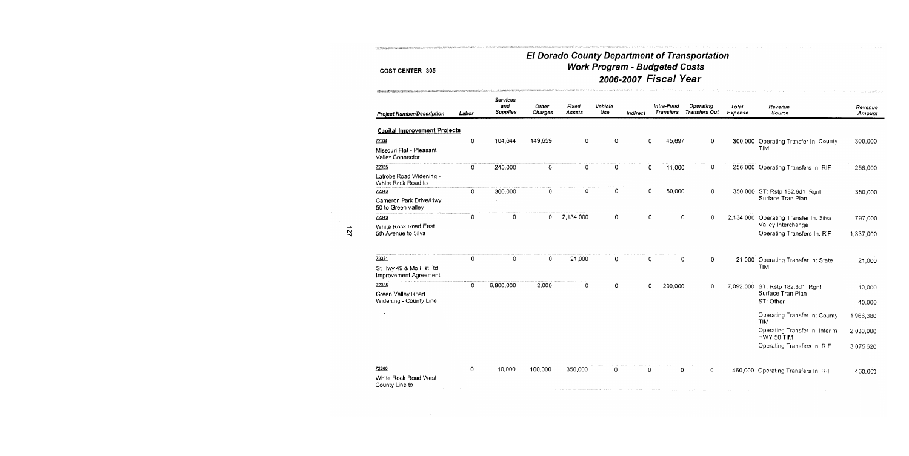COST CENTER 305

# El Dorado County Department of Transportation
## Work Program - Budgeted Costs
## 2006-2007 Fiscal Year

| Project Number/Description | Labor | Services and Supplies | Other Charges | Fixed Assets | Vehicle Use | Indirect | Intra-Fund Transfers | Operating Transfers Out | Total Expense | Revenue Source | Revenue Amount |
|---|---|---|---|---|---|---|---|---|---|---|---|
| **Capital Improvement Projects** | | | | | | | | | | | |
| 72334 Missouri Flat - Pleasant Valley Connector | 0 | 104,644 | 149,659 | 0 | 0 | 0 | 45,697 | 0 | 300,000 | Operating Transfer In: County TIM | 300,000 |
| 72335 Latrobe Road Widening - White Rock Road to | 0 | 245,000 | 0 | 0 | 0 | 0 | 11,000 | 0 | 256,000 | Operating Transfers In: RIF | 256,000 |
| 72343 Cameron Park Drive/Hwy 50 to Green Valley | 0 | 300,000 | 0 | 0 | 0 | 0 | 50,000 | 0 | 350,000 | ST: Rstp 182.6d1 Rgnl Surface Tran Plan | 350,000 |
| 72349 White Rock Road East 5th Avenue to Silva | 0 | 0 | 0 | 2,134,000 | 0 | 0 | 0 | 0 | 2,134,000 | Operating Transfer In: Silva Valley Interchange | 797,000 |
| | | | | | | | | | | Operating Transfers In: RIF | 1,337,000 |
| 72351 St Hwy 49 & Mo Flat Rd Improvement Agreement | 0 | 0 | 0 | 21,000 | 0 | 0 | 0 | 0 | 21,000 | Operating Transfer In: State TIM | 21,000 |
| 72355 Green Valley Road Widening - County Line | 0 | 6,800,000 | 2,000 | 0 | 0 | 0 | 290,000 | 0 | 7,092,000 | ST: Rstp 182.6d1 Rgnl Surface Tran Plan | 10,000 |
| | | | | | | | | | | ST: Other | 40,000 |
| | | | | | | | | | | Operating Transfer In: County TIM | 1,966,380 |
| | | | | | | | | | | Operating Transfer In: Interim HWY 50 TIM | 2,000,000 |
| | | | | | | | | | | Operating Transfers In: RIF | 3,075,620 |
| 72360 White Rock Road West County Line to | 0 | 10,000 | 100,000 | 350,000 | 0 | 0 | 0 | 0 | 460,000 | Operating Transfers In: RIF | 460,000 |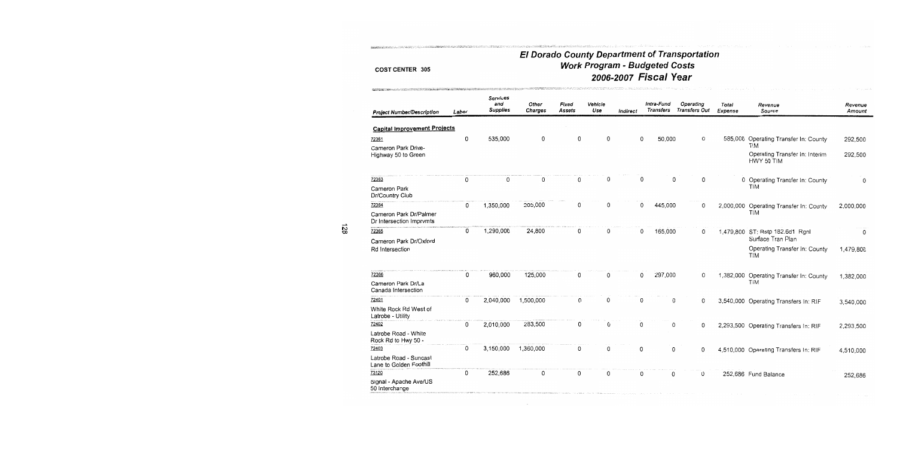COST CENTER 305

# El Dorado County Department of Transportation
## Work Program - Budgeted Costs
## 2006-2007 Fiscal Year

| Project Number/Description | Labor | Services and Supplies | Other Charges | Fixed Assets | Vehicle Use | Indirect | Intra-Fund Transfers | Operating Transfers Out | Total Expense | Revenue Source | Revenue Amount |
|---|---|---|---|---|---|---|---|---|---|---|---|
| **Capital Improvement Projects** | | | | | | | | | | | |
| 72361 Cameron Park Drive-Highway 50 to Green | 0 | 535,000 | 0 | 0 | 0 | 0 | 50,000 | 0 | 585,000 | Operating Transfer In: County TIM | 292,500 |
| | | | | | | | | | | Operating Transfer In: Interim HWY 50 TIM | 292,500 |
| 72363 Cameron Park Dr/Country Club | 0 | 0 | 0 | 0 | 0 | 0 | 0 | 0 | 0 | Operating Transfer In: County TIM | 0 |
| 72364 Cameron Park Dr/Palmer Dr Intersection Imprvmts | 0 | 1,350,000 | 205,000 | 0 | 0 | 0 | 445,000 | 0 | 2,000,000 | Operating Transfer In: County TIM | 2,000,000 |
| 72365 Cameron Park Dr/Oxford Rd Intersection | 0 | 1,290,000 | 24,800 | 0 | 0 | 0 | 165,000 | 0 | 1,479,800 | ST: Rstp 182.6d1 Rgnl Surface Tran Plan | 0 |
| | | | | | | | | | | Operating Transfer In: County TIM | 1,479,800 |
| 72366 Cameron Park Dr/La Canada Intersection | 0 | 960,000 | 125,000 | 0 | 0 | 0 | 297,000 | 0 | 1,382,000 | Operating Transfer In: County TIM | 1,382,000 |
| 72401 White Rock Rd West of Latrobe - Utility | 0 | 2,040,000 | 1,500,000 | 0 | 0 | 0 | 0 | 0 | 3,540,000 | Operating Transfers In: RIF | 3,540,000 |
| 72402 Latrobe Road - White Rock Rd to Hwy 50 - | 0 | 2,010,000 | 283,500 | 0 | 0 | 0 | 0 | 0 | 2,293,500 | Operating Transfers In: RIF | 2,293,500 |
| 72403 Latrobe Road - Suncast Lane to Golden Foothill | 0 | 3,150,000 | 1,360,000 | 0 | 0 | 0 | 0 | 0 | 4,510,000 | Operating Transfers In: RIF | 4,510,000 |
| 73120 Signal - Apache Ave/US 50 Interchange | 0 | 252,686 | 0 | 0 | 0 | 0 | 0 | 0 | 252,686 | Fund Balance | 252,686 |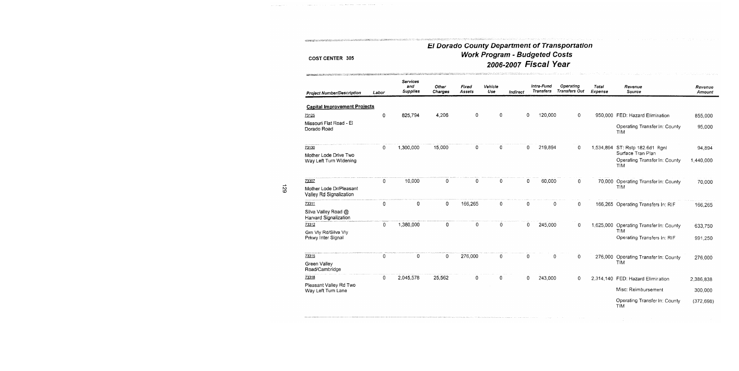COST CENTER 305

# El Dorado County Department of Transportation
## Work Program - Budgeted Costs
## 2006-2007 Fiscal Year

| Project Number/Description | Labor | Services and Supplies | Other Charges | Fixed Assets | Vehicle Use | Indirect | Intra-Fund Transfers | Operating Transfers Out | Total Expense | Revenue Source | Revenue Amount |
|---|---|---|---|---|---|---|---|---|---|---|---|
| **Capital Improvement Projects** | | | | | | | | | | | |
| 73125 Missouri Flat Road - El Dorado Road | 0 | 825,794 | 4,206 | 0 | 0 | 0 | 120,000 | 0 | 950,000 | FED: Hazard Elimination | 855,000 |
| | | | | | | | | | | Operating Transfer In: County TIM | 95,000 |
| 73130 Mother Lode Drive Two Way Left Turn Widening | 0 | 1,300,000 | 15,000 | 0 | 0 | 0 | 219,894 | 0 | 1,534,894 | ST: Rstp 182.6d1 Rgnl Surface Tran Plan | 94,894 |
| | | | | | | | | | | Operating Transfer In: County TIM | 1,440,000 |
| 73307 Mother Lode Dr/Pleasant Valley Rd Signalization | 0 | 10,000 | 0 | 0 | 0 | 0 | 60,000 | 0 | 70,000 | Operating Transfer In: County TIM | 70,000 |
| 73311 Silva Valley Road @ Harvard Signalization | 0 | 0 | 0 | 166,265 | 0 | 0 | 0 | 0 | 166,265 | Operating Transfers In: RIF | 166,265 |
| 73312 Grn Vly Rd/Silva Vly Prkwy Inter Signal | 0 | 1,380,000 | 0 | 0 | 0 | 0 | 245,000 | 0 | 1,625,000 | Operating Transfer In: County TIM | 633,750 |
| | | | | | | | | | | Operating Transfers In: RIF | 991,250 |
| 73315 Green Valley Road/Cambridge | 0 | 0 | 0 | 276,000 | 0 | 0 | 0 | 0 | 276,000 | Operating Transfer In: County TIM | 276,000 |
| 73318 Pleasant Valley Rd Two Way Left Turn Lane | 0 | 2,045,578 | 25,562 | 0 | 0 | 0 | 243,000 | 0 | 2,314,140 | FED: Hazard Elimination | 2,386,838 |
| | | | | | | | | | | Misc: Reimbursement | 300,000 |
| | | | | | | | | | | Operating Transfer In: County TIM | (372,698) |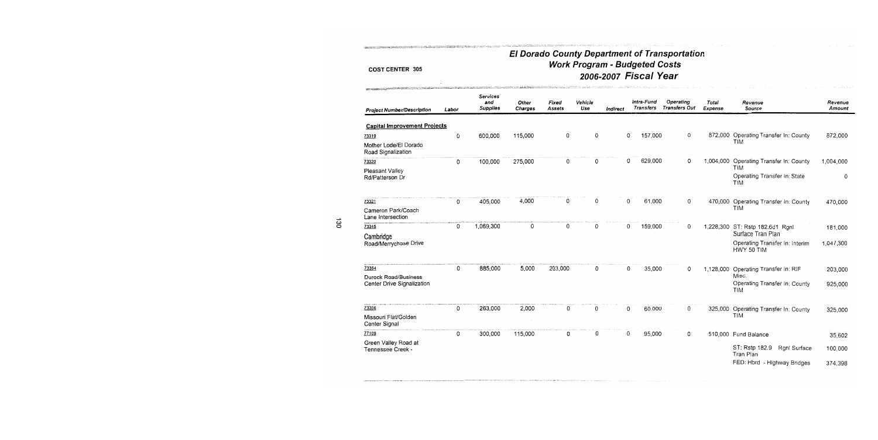COST CENTER 305

# El Dorado County Department of Transportation
## Work Program - Budgeted Costs
## 2006-2007 Fiscal Year

| Project Number/Description | Labor | Services and Supplies | Other Charges | Fixed Assets | Vehicle Use | Indirect | Intra-Fund Transfers | Operating Transfers Out | Total Expense | Revenue Source | Revenue Amount |
|---|---|---|---|---|---|---|---|---|---|---|---|
| **Capital Improvement Projects** | | | | | | | | | | | |
| 73319 Mother Lode/El Dorado Road Signalization | 0 | 600,000 | 115,000 | 0 | 0 | 0 | 157,000 | 0 | 872,000 | Operating Transfer In: County TIM | 872,000 |
| 73320 Pleasant Valley Rd/Patterson Dr | 0 | 100,000 | 275,000 | 0 | 0 | 0 | 629,000 | 0 | 1,004,000 | Operating Transfer In: County TIM | 1,004,000 |
| | | | | | | | | | | Operating Transfer In: State TIM | 0 |
| 73321 Cameron Park/Coach Lane Intersection | 0 | 405,000 | 4,000 | 0 | 0 | 0 | 61,000 | 0 | 470,000 | Operating Transfer In: County TIM | 470,000 |
| 73345 Cambridge Road/Merrychase Drive | 0 | 1,069,300 | 0 | 0 | 0 | 0 | 159,000 | 0 | 1,228,300 | ST: Rstp 182.6d1 Rgnl Surface Tran Plan | 181,000 |
| | | | | | | | | | | Operating Transfer In: Interim HWY 50 TIM | 1,047,300 |
| 73354 Durock Road/Business Center Drive Signalization | 0 | 885,000 | 5,000 | 203,000 | 0 | 0 | 35,000 | 0 | 1,128,000 | Operating Transfer In: RIF Misc. | 203,000 |
| | | | | | | | | | | Operating Transfer In: County TIM | 925,000 |
| 73356 Missouri Flat/Golden Center Signal | 0 | 263,000 | 2,000 | 0 | 0 | 0 | 60,000 | 0 | 325,000 | Operating Transfer In: County TIM | 325,000 |
| 77109 Green Valley Road at Tennessee Creek - | 0 | 300,000 | 115,000 | 0 | 0 | 0 | 95,000 | 0 | 510,000 | Fund Balance | 35,602 |
| | | | | | | | | | | ST: Rstp 182.9 Rgnl Surface Tran Plan | 100,000 |
| | | | | | | | | | | FED: Hbrd - Highway Bridges | 374,398 |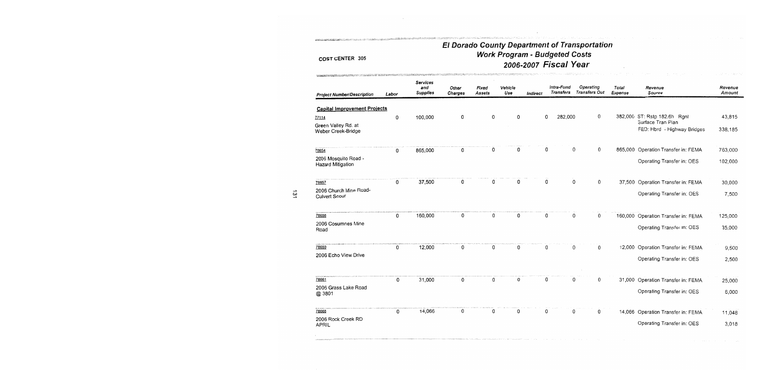COST CENTER 305

# El Dorado County Department of Transportation
## Work Program - Budgeted Costs
## 2006-2007 Fiscal Year

| Project Number/Description | Labor | Services and Supplies | Other Charges | Fixed Assets | Vehicle Use | Indirect | Intra-Fund Transfers | Operating Transfers Out | Total Expense | Revenue Source | Revenue Amount |
|---|---|---|---|---|---|---|---|---|---|---|---|
| **Capital Improvement Projects** | | | | | | | | | | | |
| 77114 Green Valley Rd. at Weber Creek-Bridge | 0 | 100,000 | 0 | 0 | 0 | 0 | 282,000 | 0 | 382,000 | ST: Rstp 182.6h Rgnl Surface Tran Plan | 43,815 |
| | | | | | | | | | | FED: Hbrd - Highway Bridges | 338,185 |
| 78654 2006 Mosquito Road - Hazard Mitigation | 0 | 865,000 | 0 | 0 | 0 | 0 | 0 | 0 | 865,000 | Operation Transfer in: FEMA | 763,000 |
| | | | | | | | | | | Operating Transfer in: OES | 102,000 |
| 78657 2006 Church Mine Road-Culvert Scour | 0 | 37,500 | 0 | 0 | 0 | 0 | 0 | 0 | 37,500 | Operation Transfer in: FEMA | 30,000 |
| | | | | | | | | | | Operating Transfer in: OES | 7,500 |
| 78658 2006 Cosumnes Mine Road | 0 | 160,000 | 0 | 0 | 0 | 0 | 0 | 0 | 160,000 | Operation Transfer in: FEMA | 125,000 |
| | | | | | | | | | | Operating Transfer in: OES | 35,000 |
| 78659 2006 Echo View Drive | 0 | 12,000 | 0 | 0 | 0 | 0 | 0 | 0 | 12,000 | Operation Transfer in: FEMA | 9,500 |
| | | | | | | | | | | Operating Transfer in: OES | 2,500 |
| 78661 2006 Grass Lake Road @ 3801 | 0 | 31,000 | 0 | 0 | 0 | 0 | 0 | 0 | 31,000 | Operation Transfer in: FEMA | 25,000 |
| | | | | | | | | | | Operating Transfer in: OES | 6,000 |
| 78668 2006 Rock Creek RD APRIL | 0 | 14,066 | 0 | 0 | 0 | 0 | 0 | 0 | 14,066 | Operation Transfer in: FEMA | 11,048 |
| | | | | | | | | | | Operating Transfer in: OES | 3,018 |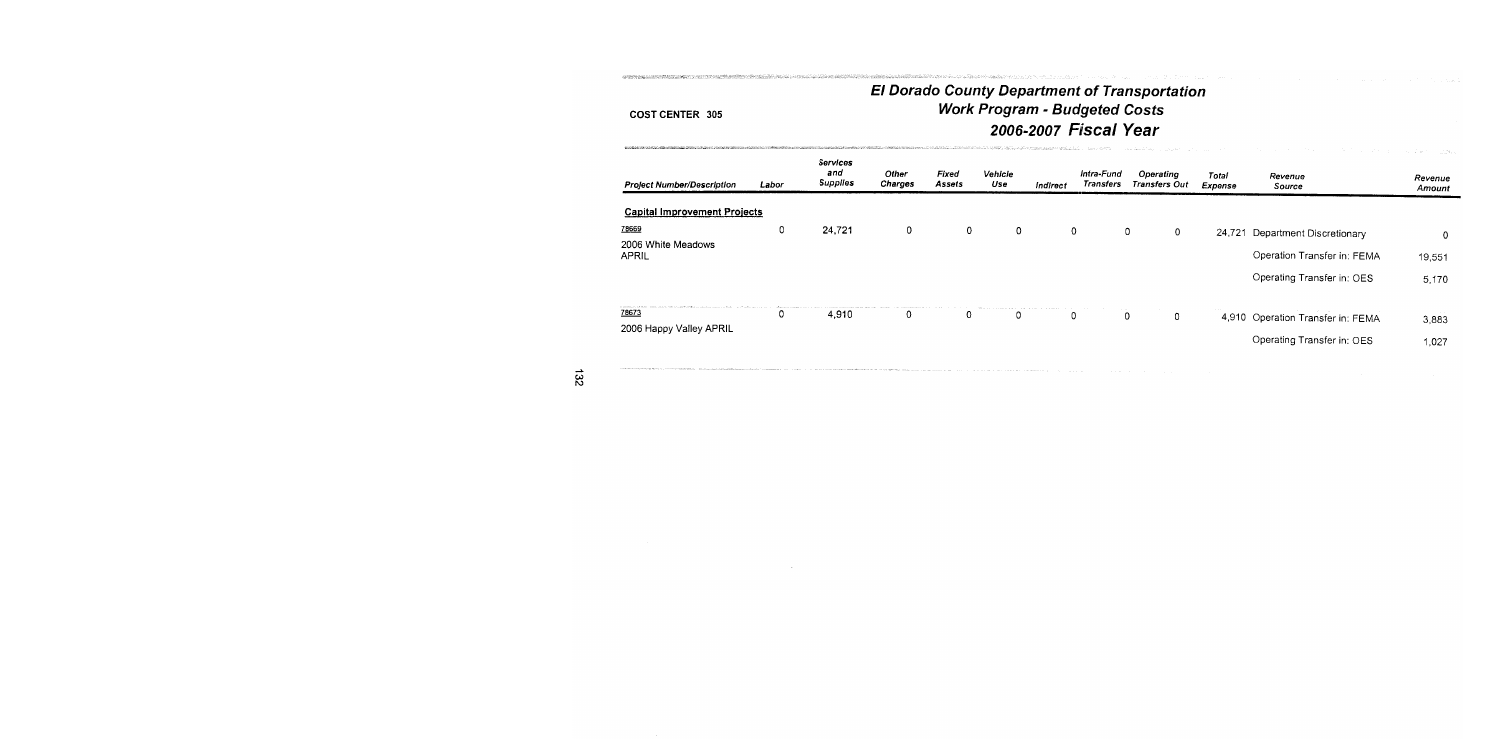# El Dorado County Department of Transportation
## Work Program - Budgeted Costs
## 2006-2007 Fiscal Year

**COST CENTER 305**

| Project Number/Description | Labor | Services and Supplies | Other Charges | Fixed Assets | Vehicle Use | Indirect | Intra-Fund Transfers | Operating Transfers Out | Total Expense | Revenue Source | Revenue Amount |
|---|---|---|---|---|---|---|---|---|---|---|---|
| **Capital Improvement Projects** | | | | | | | | | | | |
| 78669 | 0 | 24,721 | 0 | 0 | 0 | 0 | 0 | 0 | 24,721 | Department Discretionary | 0 |
| 2006 White Meadows APRIL | | | | | | | | | | Operation Transfer in: FEMA | 19,551 |
| | | | | | | | | | | Operating Transfer in: OES | 5,170 |
| 78673 | 0 | 4,910 | 0 | 0 | 0 | 0 | 0 | 0 | 4,910 | Operation Transfer in: FEMA | 3,883 |
| 2006 Happy Valley APRIL | | | | | | | | | | Operating Transfer in: OES | 1,027 |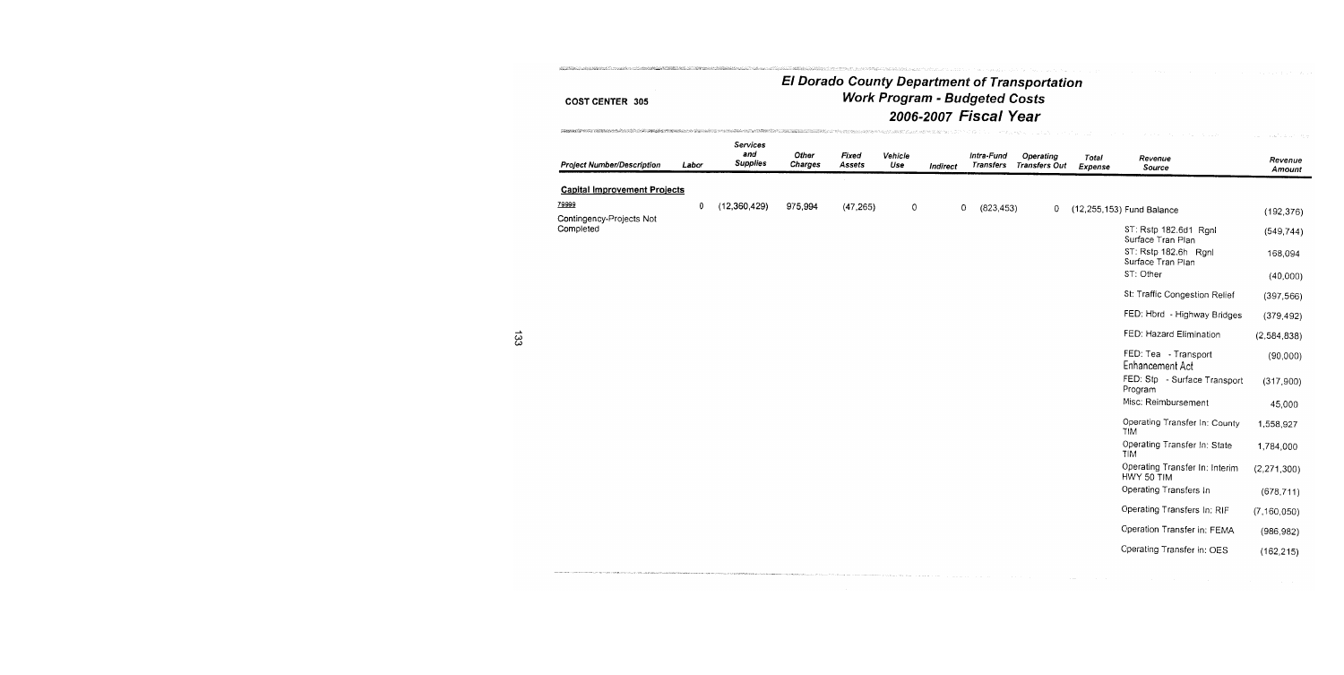# El Dorado County Department of Transportation

## Work Program - Budgeted Costs

## 2006-2007 Fiscal Year

**COST CENTER 305**

| Project Number/Description | Labor | Services and Supplies | Other Charges | Fixed Assets | Vehicle Use | Indirect | Intra-Fund Transfers | Operating Transfers Out | Total Expense | Revenue Source | Revenue Amount |
|---|---|---|---|---|---|---|---|---|---|---|---|
| **Capital Improvement Projects** | | | | | | | | | | | |
| 79999 | 0 | (12,360,429) | 975,994 | (47,265) | 0 | 0 | (823,453) | 0 | (12,255,153) | Fund Balance | (192,376) |
| Contingency-Projects Not Completed | | | | | | | | | | ST: Rstp 182.6d1 Rgnl Surface Tran Plan | (549,744) |
| | | | | | | | | | | ST: Rstp 182.6h Rgnl Surface Tran Plan | 168,094 |
| | | | | | | | | | | ST: Other | (40,000) |
| | | | | | | | | | | St: Traffic Congestion Relief | (397,566) |
| | | | | | | | | | | FED: Hbrd - Highway Bridges | (379,492) |
| | | | | | | | | | | FED: Hazard Elimination | (2,584,838) |
| | | | | | | | | | | FED: Tea - Transport Enhancement Act | (90,000) |
| | | | | | | | | | | FED: Stp - Surface Transport Program | (317,900) |
| | | | | | | | | | | Misc: Reimbursement | 45,000 |
| | | | | | | | | | | Operating Transfer In: County TIM | 1,558,927 |
| | | | | | | | | | | Operating Transfer In: State TIM | 1,784,000 |
| | | | | | | | | | | Operating Transfer In: Interim HWY 50 TIM | (2,271,300) |
| | | | | | | | | | | Operating Transfers In | (678,711) |
| | | | | | | | | | | Operating Transfers In: RIF | (7,160,050) |
| | | | | | | | | | | Operation Transfer in: FEMA | (986,982) |
| | | | | | | | | | | Operating Transfer in: OES | (162,215) |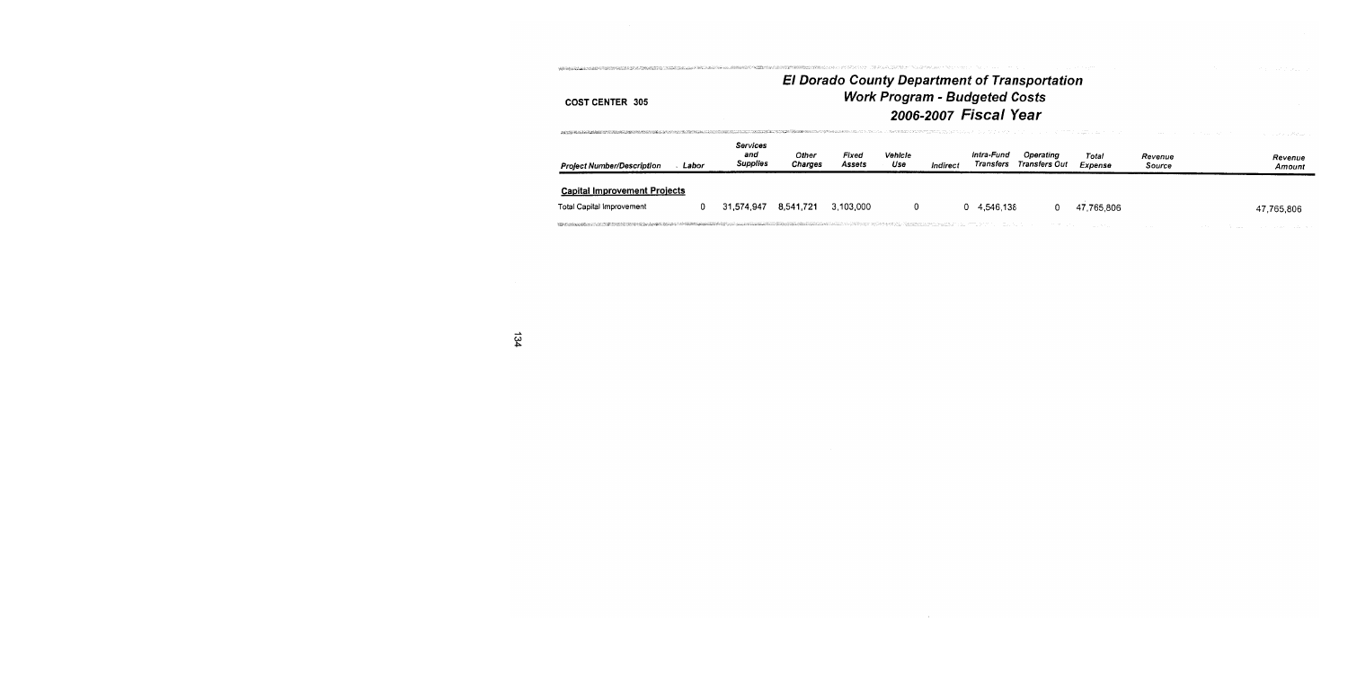**COST CENTER 305**

# El Dorado County Department of Transportation
## Work Program - Budgeted Costs
## 2006-2007 Fiscal Year

| Project Number/Description | Labor | Services and Supplies | Other Charges | Fixed Assets | Vehicle Use | Indirect | Intra-Fund Transfers | Operating Transfers Out | Total Expense | Revenue Source | Revenue Amount |
|---|---|---|---|---|---|---|---|---|---|---|---|
| **Capital Improvement Projects** | | | | | | | | | | | |
| Total Capital Improvement | 0 | 31,574,947 | 8,541,721 | 3,103,000 | 0 | 0 | 4,546,138 | 0 | 47,765,806 | | 47,765,806 |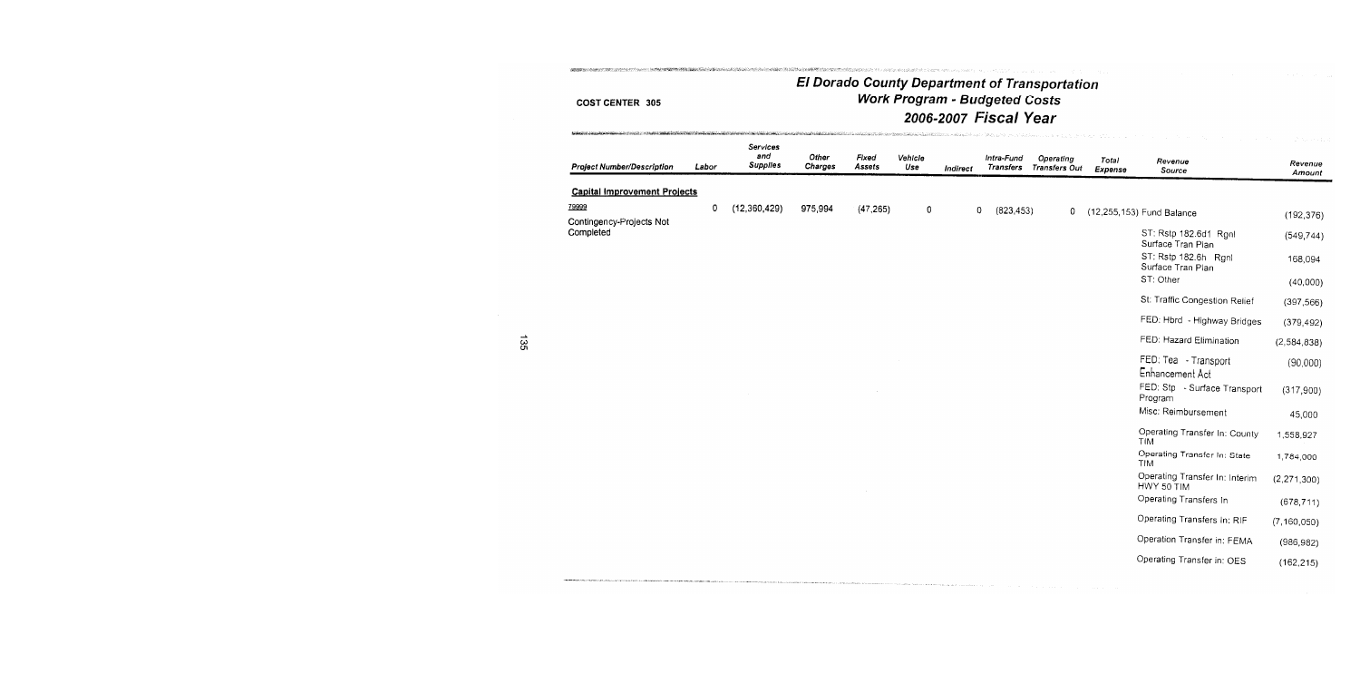**COST CENTER 305**

# El Dorado County Department of Transportation
## Work Program - Budgeted Costs
## 2006-2007 Fiscal Year

| Project Number/Description | Labor | Services and Supplies | Other Charges | Fixed Assets | Vehicle Use | Indirect | Intra-Fund Transfers | Operating Transfers Out | Total Expense | Revenue Source | Revenue Amount |
|---|---|---|---|---|---|---|---|---|---|---|---|
| **Capital Improvement Projects** | | | | | | | | | | | |
| 79999 | 0 | (12,360,429) | 975,994 | (47,265) | 0 | 0 | (823,453) | 0 | (12,255,153) | Fund Balance | (192,376) |
| Contingency-Projects Not Completed | | | | | | | | | | ST: Rstp 182.6d1 Rgnl Surface Tran Plan | (549,744) |
| | | | | | | | | | | ST: Rstp 182.6h Rgnl Surface Tran Plan | 168,094 |
| | | | | | | | | | | ST: Other | (40,000) |
| | | | | | | | | | | St: Traffic Congestion Relief | (397,566) |
| | | | | | | | | | | FED: Hbrd - Highway Bridges | (379,492) |
| | | | | | | | | | | FED: Hazard Elimination | (2,584,838) |
| | | | | | | | | | | FED: Tea - Transport Enhancement Act | (90,000) |
| | | | | | | | | | | FED: Stp - Surface Transport Program | (317,900) |
| | | | | | | | | | | Misc: Reimbursement | 45,000 |
| | | | | | | | | | | Operating Transfer In: County TIM | 1,558,927 |
| | | | | | | | | | | Operating Transfer In: State TIM | 1,784,000 |
| | | | | | | | | | | Operating Transfer In: Interim HWY 50 TIM | (2,271,300) |
| | | | | | | | | | | Operating Transfers In | (678,711) |
| | | | | | | | | | | Operating Transfers In: RIF | (7,160,050) |
| | | | | | | | | | | Operation Transfer in: FEMA | (986,982) |
| | | | | | | | | | | Operating Transfer in: OES | (162,215) |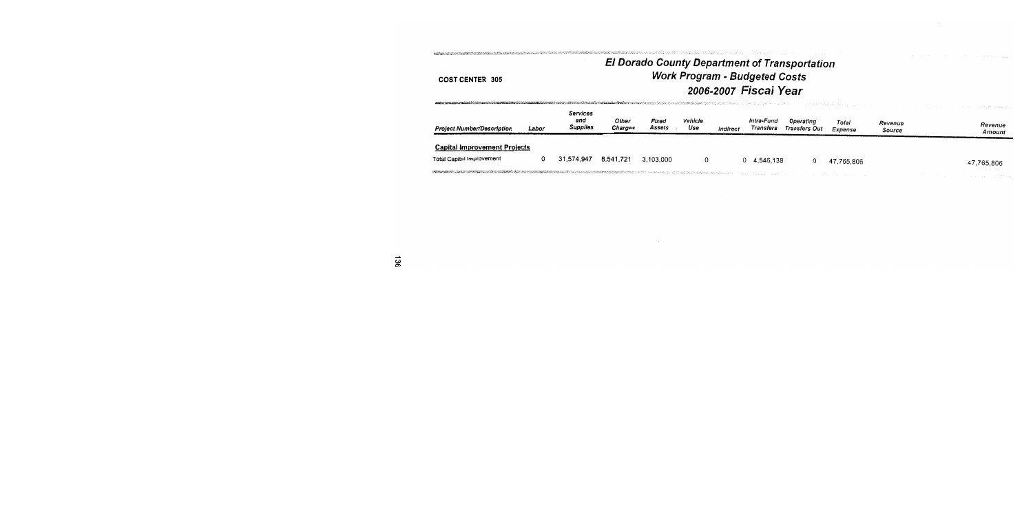# El Dorado County Department of Transportation

## Work Program - Budgeted Costs

## 2006-2007 Fiscal Year

COST CENTER 305

| Project Number/Description | Labor | Services and Supplies | Other Charges | Fixed Assets | Vehicle Use | Indirect | Intra-Fund Transfers | Operating Transfers Out | Total Expense | Revenue Source | Revenue Amount |
|---|---|---|---|---|---|---|---|---|---|---|---|
| **Capital Improvement Projects** | | | | | | | | | | | |
| Total Capital Improvement | 0 | 31,574,947 | 8,541,721 | 3,103,000 | 0 | 0 | 4,546,138 | 0 | 47,765,806 | | 47,765,806 |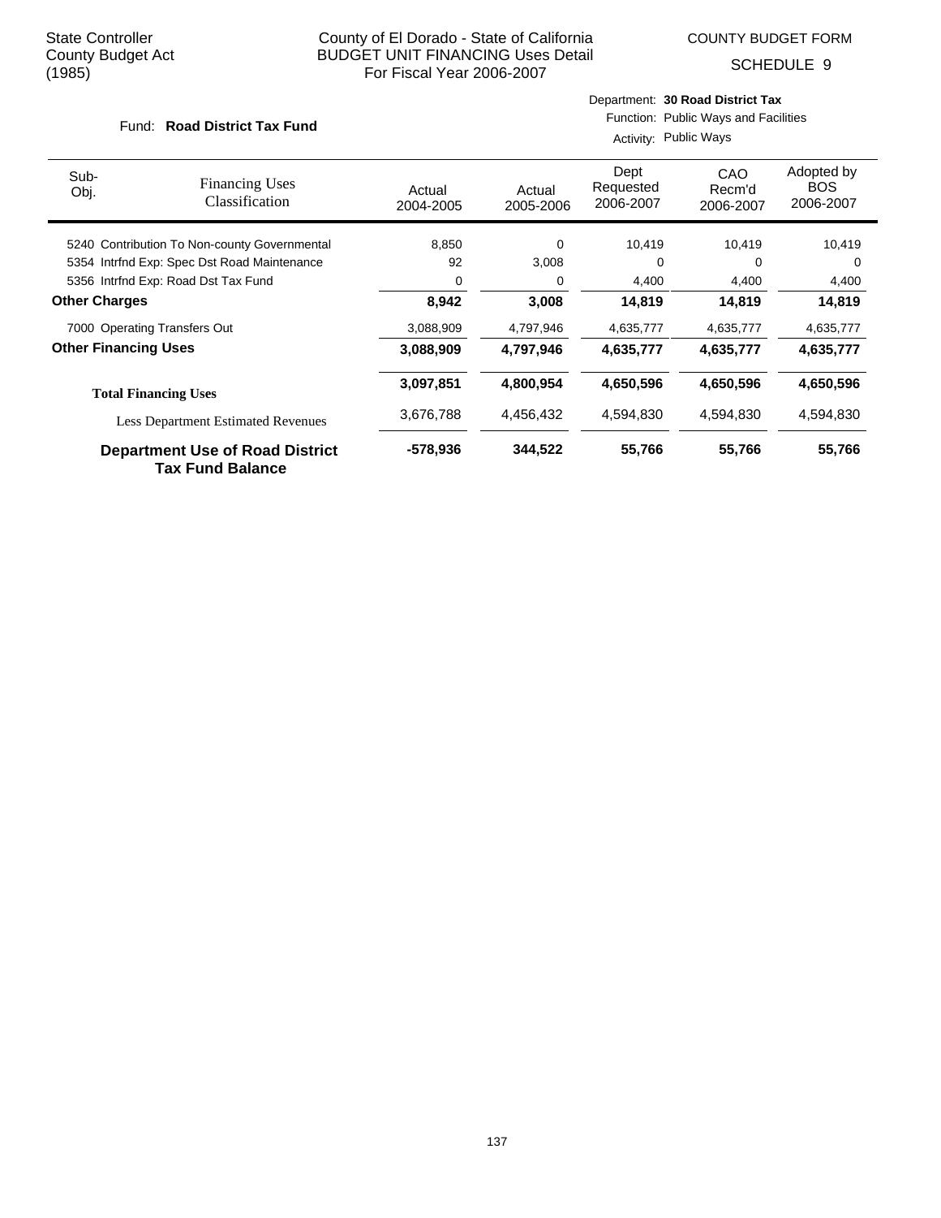State Controller
County Budget Act
(1985)

County of El Dorado - State of California
BUDGET UNIT FINANCING Uses Detail
For Fiscal Year 2006-2007

COUNTY BUDGET FORM

SCHEDULE 9

Fund: **Road District Tax Fund**

Department: **30 Road District Tax**
Function: Public Ways and Facilities
Activity: Public Ways

| Sub-Obj. | Financing Uses Classification | Actual 2004-2005 | Actual 2005-2006 | Dept Requested 2006-2007 | CAO Recm'd 2006-2007 | Adopted by BOS 2006-2007 |
|---|---|---|---|---|---|---|
| 5240 | Contribution To Non-county Governmental | 8,850 | 0 | 10,419 | 10,419 | 10,419 |
| 5354 | Intrfnd Exp: Spec Dst Road Maintenance | 92 | 3,008 | 0 | 0 | 0 |
| 5356 | Intrfnd Exp: Road Dst Tax Fund | 0 | 0 | 4,400 | 4,400 | 4,400 |
| **Other Charges** | | **8,942** | **3,008** | **14,819** | **14,819** | **14,819** |
| 7000 | Operating Transfers Out | 3,088,909 | 4,797,946 | 4,635,777 | 4,635,777 | 4,635,777 |
| **Other Financing Uses** | | **3,088,909** | **4,797,946** | **4,635,777** | **4,635,777** | **4,635,777** |
| | **Total Financing Uses** | **3,097,851** | **4,800,954** | **4,650,596** | **4,650,596** | **4,650,596** |
| | Less Department Estimated Revenues | 3,676,788 | 4,456,432 | 4,594,830 | 4,594,830 | 4,594,830 |
| | **Department Use of Road District Tax Fund Balance** | **-578,936** | **344,522** | **55,766** | **55,766** | **55,766** |